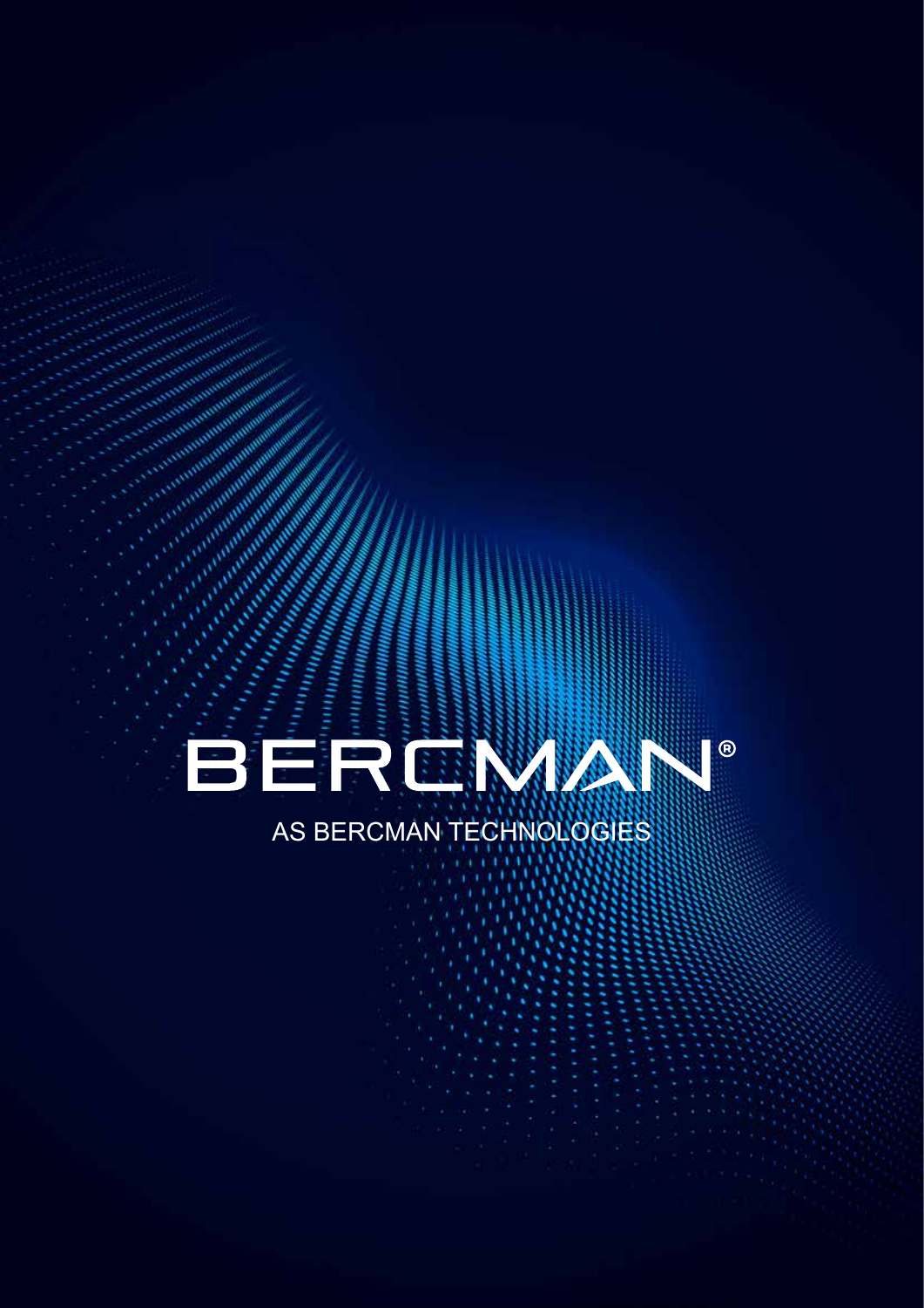# BERCMAN®

AS BERCMAN TECHNOLOGIES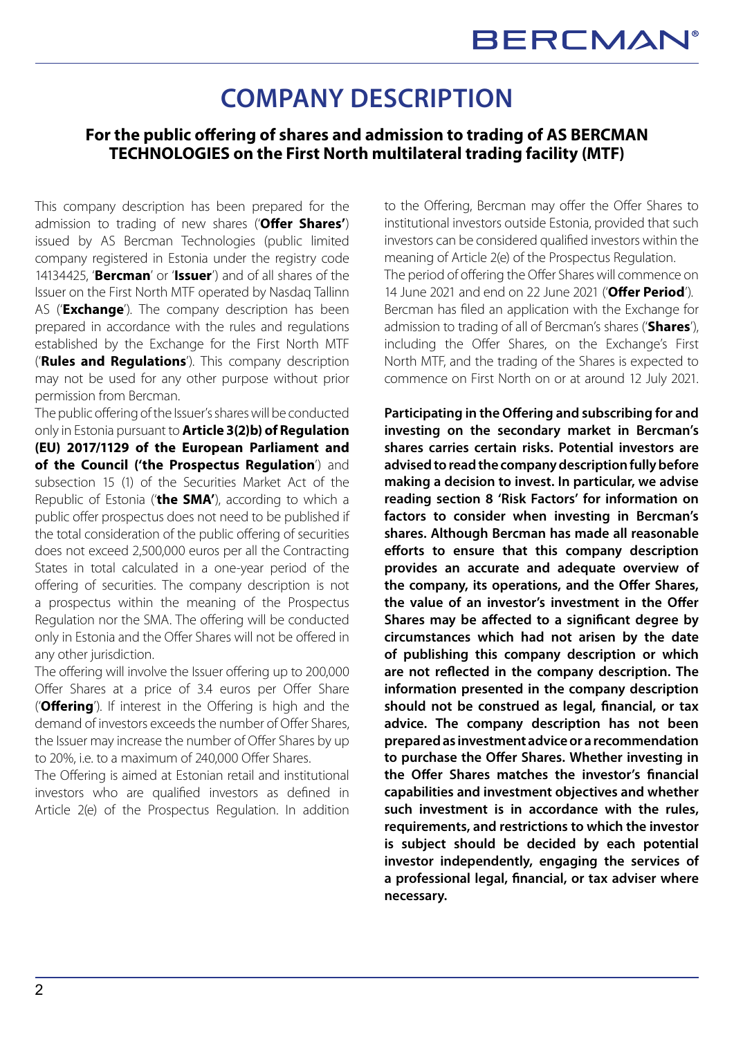# COMPANY DESCRIPTION

## For the public offering of shares and admission to trading of AS BERCMAN TECHNOLOGIES on the First North multilateral trading facility (MTF)

This company description has been prepared for the admission to trading of new shares ('**Offer Shares'**) issued by AS Bercman Technologies (public limited company registered in Estonia under the registry code 14134425, '**Bercman**' or '**Issuer**') and of all shares of the Issuer on the First North MTF operated by Nasdaq Tallinn AS ('**Exchange**'). The company description has been prepared in accordance with the rules and regulations established by the Exchange for the First North MTF ('**Rules and Regulations**'). This company description may not be used for any other purpose without prior permission from Bercman.

The public offering of the Issuer's shares will be conducted only in Estonia pursuant to **Article 3(2)b) of Regulation (EU) 2017/1129 of the European Parliament and of the Council ('the Prospectus Regulation**') and subsection 15 (1) of the Securities Market Act of the Republic of Estonia ('**the SMA'**), according to which a public offer prospectus does not need to be published if the total consideration of the public offering of securities does not exceed 2,500,000 euros per all the Contracting States in total calculated in a one-year period of the offering of securities. The company description is not a prospectus within the meaning of the Prospectus Regulation nor the SMA. The offering will be conducted only in Estonia and the Offer Shares will not be offered in any other jurisdiction.

The offering will involve the Issuer offering up to 200,000 Offer Shares at a price of 3.4 euros per Offer Share ('**Offering**'). If interest in the Offering is high and the demand of investors exceeds the number of Offer Shares, the Issuer may increase the number of Offer Shares by up to 20%, i.e. to a maximum of 240,000 Offer Shares.

The Offering is aimed at Estonian retail and institutional investors who are qualified investors as defined in Article 2(e) of the Prospectus Regulation. In addition to the Offering, Bercman may offer the Offer Shares to institutional investors outside Estonia, provided that such investors can be considered qualified investors within the meaning of Article 2(e) of the Prospectus Regulation.

The period of offering the Offer Shares will commence on 14 June 2021 and end on 22 June 2021 ('**Offer Period**').

Bercman has filed an application with the Exchange for admission to trading of all of Bercman's shares ('**Shares**'), including the Offer Shares, on the Exchange's First North MTF, and the trading of the Shares is expected to commence on First North on or at around 12 July 2021.

**Participating in the Offering and subscribing for and investing on the secondary market in Bercman's shares carries certain risks. Potential investors are advised to read the company description fully before making a decision to invest. In particular, we advise reading section 8 'Risk Factors' for information on factors to consider when investing in Bercman's shares. Although Bercman has made all reasonable efforts to ensure that this company description provides an accurate and adequate overview of the company, its operations, and the Offer Shares, the value of an investor's investment in the Offer Shares may be affected to a significant degree by circumstances which had not arisen by the date of publishing this company description or which are not reflected in the company description. The information presented in the company description should not be construed as legal, financial, or tax advice. The company description has not been prepared as investment advice or a recommendation to purchase the Offer Shares. Whether investing in the Offer Shares matches the investor's financial capabilities and investment objectives and whether such investment is in accordance with the rules, requirements, and restrictions to which the investor is subject should be decided by each potential investor independently, engaging the services of a professional legal, financial, or tax adviser where necessary.**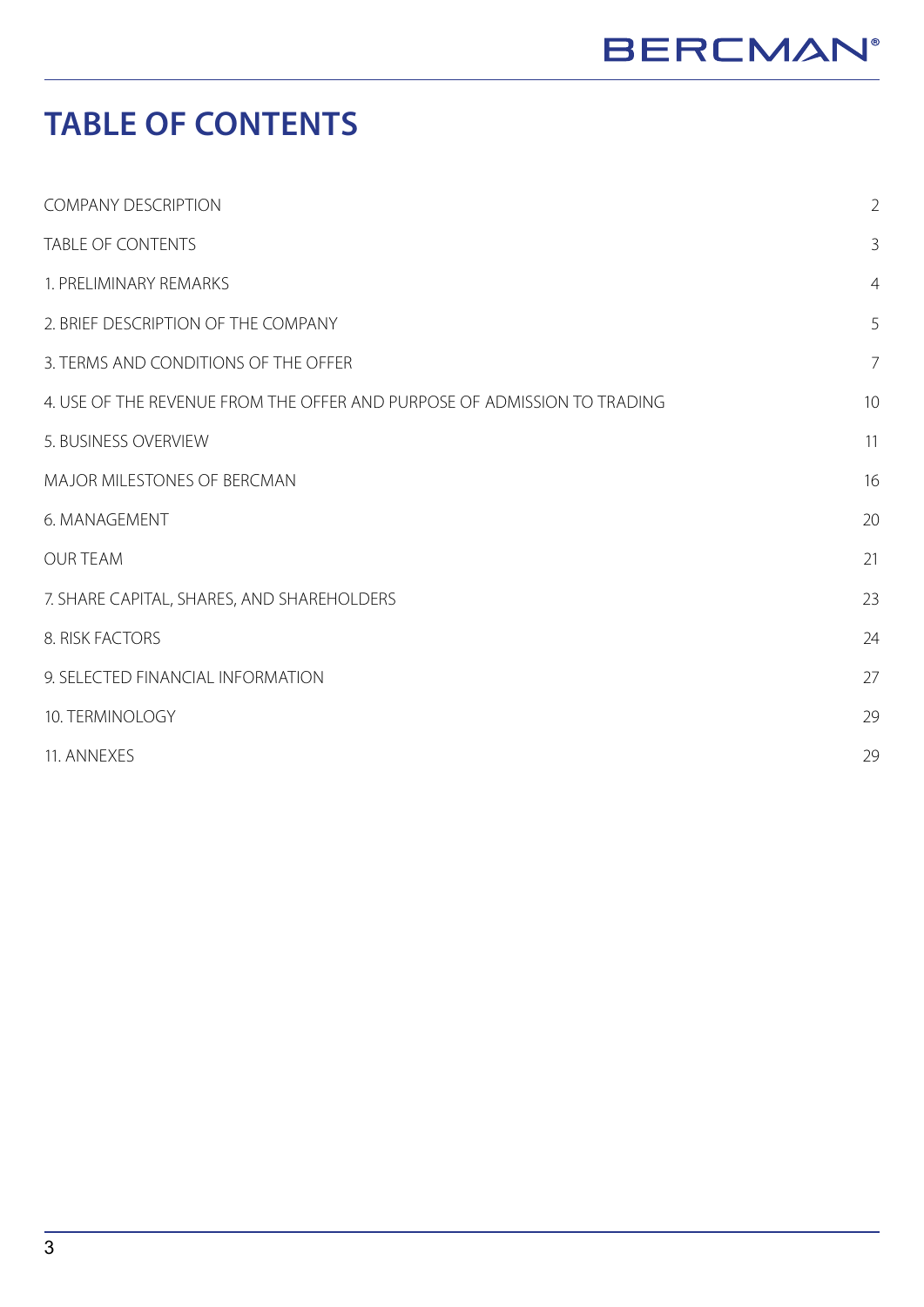# TABLE OF CONTENTS

| | |
|---|---|
| COMPANY DESCRIPTION | 2 |
| TABLE OF CONTENTS | 3 |
| 1. PRELIMINARY REMARKS | 4 |
| 2. BRIEF DESCRIPTION OF THE COMPANY | 5 |
| 3. TERMS AND CONDITIONS OF THE OFFER | 7 |
| 4. USE OF THE REVENUE FROM THE OFFER AND PURPOSE OF ADMISSION TO TRADING | 10 |
| 5. BUSINESS OVERVIEW | 11 |
| MAJOR MILESTONES OF BERCMAN | 16 |
| 6. MANAGEMENT | 20 |
| OUR TEAM | 21 |
| 7. SHARE CAPITAL, SHARES, AND SHAREHOLDERS | 23 |
| 8. RISK FACTORS | 24 |
| 9. SELECTED FINANCIAL INFORMATION | 27 |
| 10. TERMINOLOGY | 29 |
| 11. ANNEXES | 29 |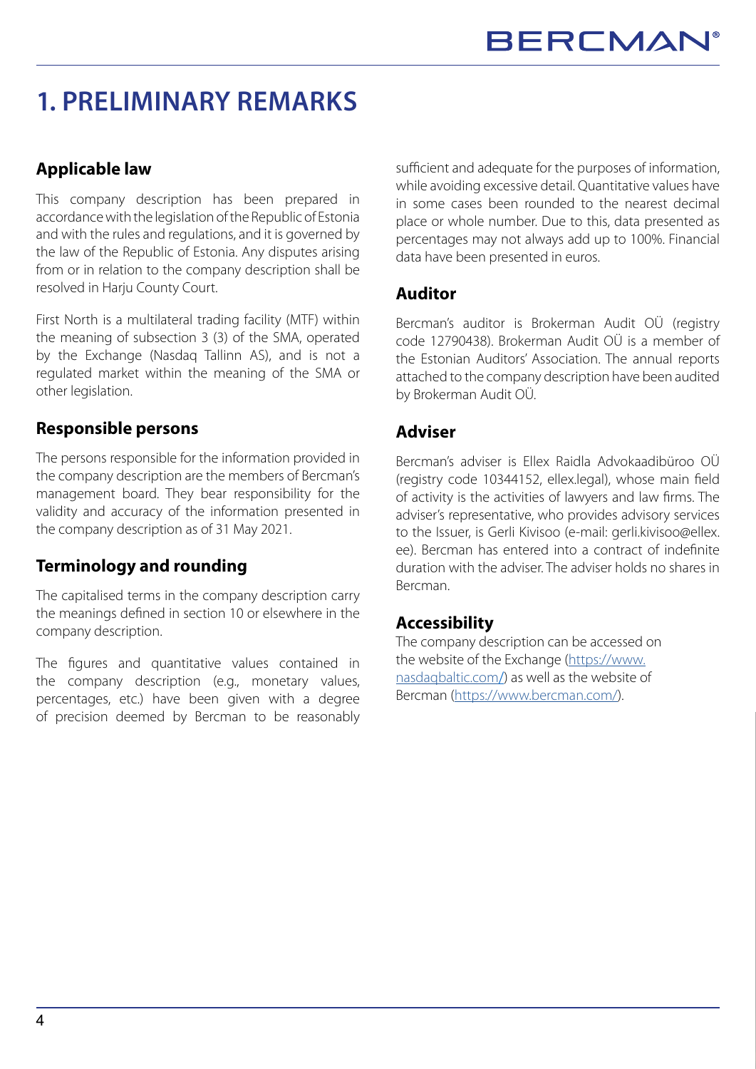# 1. PRELIMINARY REMARKS

## Applicable law

This company description has been prepared in accordance with the legislation of the Republic of Estonia and with the rules and regulations, and it is governed by the law of the Republic of Estonia. Any disputes arising from or in relation to the company description shall be resolved in Harju County Court.

First North is a multilateral trading facility (MTF) within the meaning of subsection 3 (3) of the SMA, operated by the Exchange (Nasdaq Tallinn AS), and is not a regulated market within the meaning of the SMA or other legislation.

## Responsible persons

The persons responsible for the information provided in the company description are the members of Bercman's management board. They bear responsibility for the validity and accuracy of the information presented in the company description as of 31 May 2021.

## Terminology and rounding

The capitalised terms in the company description carry the meanings defined in section 10 or elsewhere in the company description.

The figures and quantitative values contained in the company description (e.g., monetary values, percentages, etc.) have been given with a degree of precision deemed by Bercman to be reasonably sufficient and adequate for the purposes of information, while avoiding excessive detail. Quantitative values have in some cases been rounded to the nearest decimal place or whole number. Due to this, data presented as percentages may not always add up to 100%. Financial data have been presented in euros.

## Auditor

Bercman's auditor is Brokerman Audit OÜ (registry code 12790438). Brokerman Audit OÜ is a member of the Estonian Auditors' Association. The annual reports attached to the company description have been audited by Brokerman Audit OÜ.

## Adviser

Bercman's adviser is Ellex Raidla Advokaadibüroo OÜ (registry code 10344152, ellex.legal), whose main field of activity is the activities of lawyers and law firms. The adviser's representative, who provides advisory services to the Issuer, is Gerli Kivisoo (e-mail: gerli.kivisoo@ellex.ee). Bercman has entered into a contract of indefinite duration with the adviser. The adviser holds no shares in Bercman.

## Accessibility

The company description can be accessed on the website of the Exchange (https://www.nasdaqbaltic.com/) as well as the website of Bercman (https://www.bercman.com/).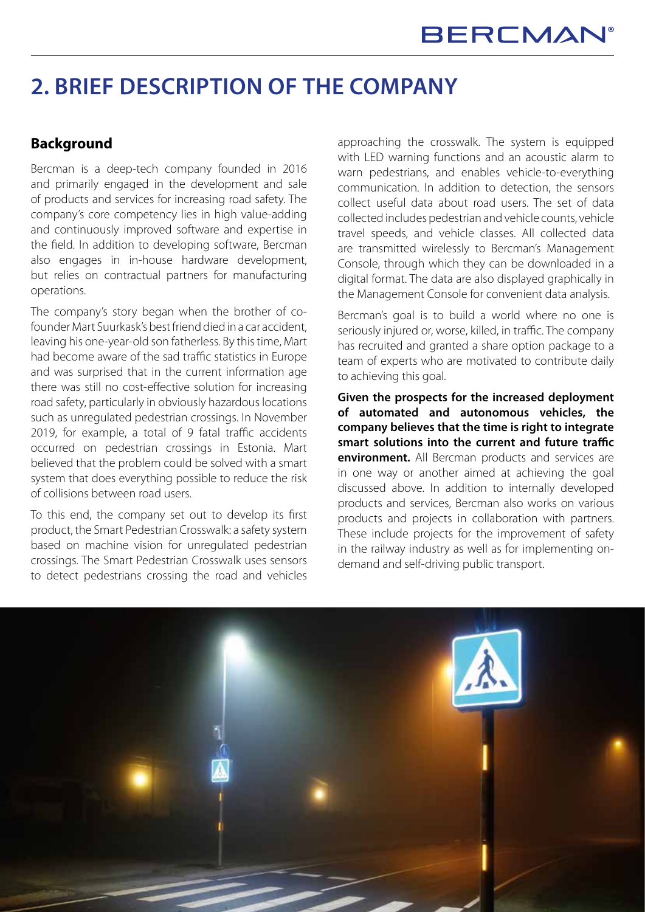# 2. BRIEF DESCRIPTION OF THE COMPANY

## Background

Bercman is a deep-tech company founded in 2016 and primarily engaged in the development and sale of products and services for increasing road safety. The company's core competency lies in high value-adding and continuously improved software and expertise in the field. In addition to developing software, Bercman also engages in in-house hardware development, but relies on contractual partners for manufacturing operations.

The company's story began when the brother of co-founder Mart Suurkask's best friend died in a car accident, leaving his one-year-old son fatherless. By this time, Mart had become aware of the sad traffic statistics in Europe and was surprised that in the current information age there was still no cost-effective solution for increasing road safety, particularly in obviously hazardous locations such as unregulated pedestrian crossings. In November 2019, for example, a total of 9 fatal traffic accidents occurred on pedestrian crossings in Estonia. Mart believed that the problem could be solved with a smart system that does everything possible to reduce the risk of collisions between road users.

To this end, the company set out to develop its first product, the Smart Pedestrian Crosswalk: a safety system based on machine vision for unregulated pedestrian crossings. The Smart Pedestrian Crosswalk uses sensors to detect pedestrians crossing the road and vehicles approaching the crosswalk. The system is equipped with LED warning functions and an acoustic alarm to warn pedestrians, and enables vehicle-to-everything communication. In addition to detection, the sensors collect useful data about road users. The set of data collected includes pedestrian and vehicle counts, vehicle travel speeds, and vehicle classes. All collected data are transmitted wirelessly to Bercman's Management Console, through which they can be downloaded in a digital format. The data are also displayed graphically in the Management Console for convenient data analysis.

Bercman's goal is to build a world where no one is seriously injured or, worse, killed, in traffic. The company has recruited and granted a share option package to a team of experts who are motivated to contribute daily to achieving this goal.

**Given the prospects for the increased deployment of automated and autonomous vehicles, the company believes that the time is right to integrate smart solutions into the current and future traffic environment.** All Bercman products and services are in one way or another aimed at achieving the goal discussed above. In addition to internally developed products and services, Bercman also works on various products and projects in collaboration with partners. These include projects for the improvement of safety in the railway industry as well as for implementing on-demand and self-driving public transport.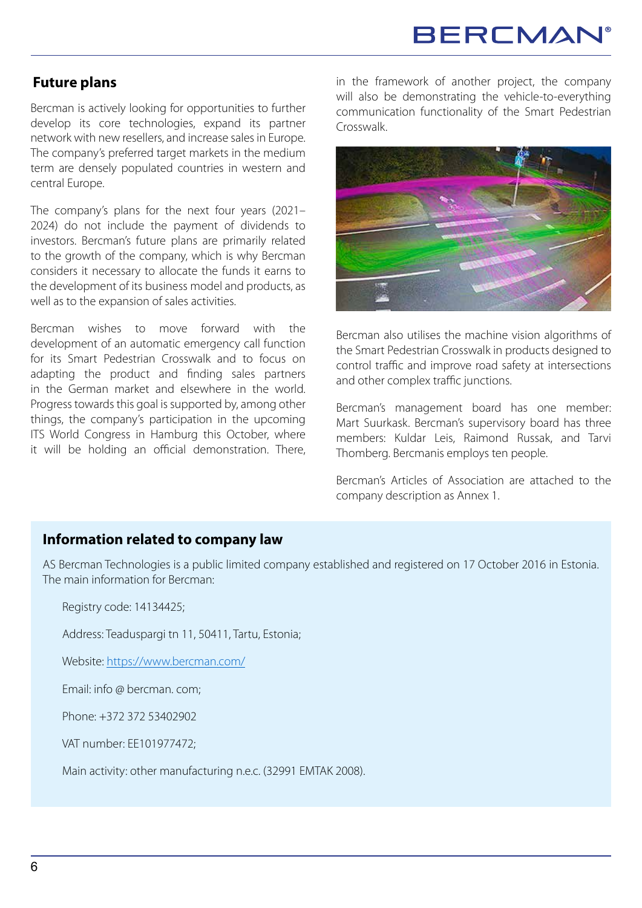## Future plans

Bercman is actively looking for opportunities to further develop its core technologies, expand its partner network with new resellers, and increase sales in Europe. The company's preferred target markets in the medium term are densely populated countries in western and central Europe.

The company's plans for the next four years (2021–2024) do not include the payment of dividends to investors. Bercman's future plans are primarily related to the growth of the company, which is why Bercman considers it necessary to allocate the funds it earns to the development of its business model and products, as well as to the expansion of sales activities.

Bercman wishes to move forward with the development of an automatic emergency call function for its Smart Pedestrian Crosswalk and to focus on adapting the product and finding sales partners in the German market and elsewhere in the world. Progress towards this goal is supported by, among other things, the company's participation in the upcoming ITS World Congress in Hamburg this October, where it will be holding an official demonstration. There, in the framework of another project, the company will also be demonstrating the vehicle-to-everything communication functionality of the Smart Pedestrian Crosswalk.

Bercman also utilises the machine vision algorithms of the Smart Pedestrian Crosswalk in products designed to control traffic and improve road safety at intersections and other complex traffic junctions.

Bercman's management board has one member: Mart Suurkask. Bercman's supervisory board has three members: Kuldar Leis, Raimond Russak, and Tarvi Thomberg. Bercmanis employs ten people.

Bercman's Articles of Association are attached to the company description as Annex 1.

## Information related to company law

AS Bercman Technologies is a public limited company established and registered on 17 October 2016 in Estonia. The main information for Bercman:

Registry code: 14134425;

Address: Teaduspargi tn 11, 50411, Tartu, Estonia;

Website: https://www.bercman.com/

Email: info @ bercman. com;

Phone: +372 372 53402902

VAT number: EE101977472;

Main activity: other manufacturing n.e.c. (32991 EMTAK 2008).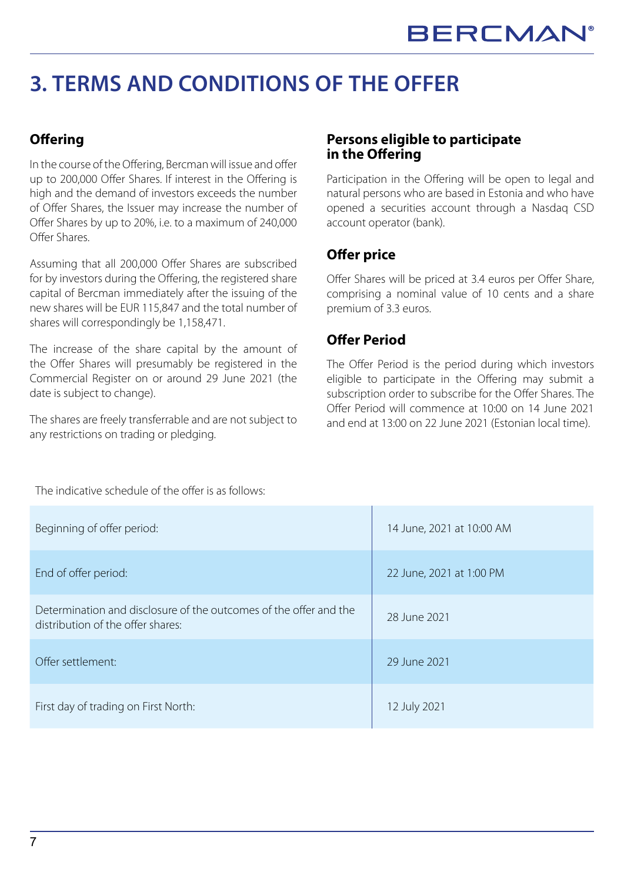# 3. TERMS AND CONDITIONS OF THE OFFER

## Offering

In the course of the Offering, Bercman will issue and offer up to 200,000 Offer Shares. If interest in the Offering is high and the demand of investors exceeds the number of Offer Shares, the Issuer may increase the number of Offer Shares by up to 20%, i.e. to a maximum of 240,000 Offer Shares.

Assuming that all 200,000 Offer Shares are subscribed for by investors during the Offering, the registered share capital of Bercman immediately after the issuing of the new shares will be EUR 115,847 and the total number of shares will correspondingly be 1,158,471.

The increase of the share capital by the amount of the Offer Shares will presumably be registered in the Commercial Register on or around 29 June 2021 (the date is subject to change).

The shares are freely transferrable and are not subject to any restrictions on trading or pledging.

## Persons eligible to participate in the Offering

Participation in the Offering will be open to legal and natural persons who are based in Estonia and who have opened a securities account through a Nasdaq CSD account operator (bank).

## Offer price

Offer Shares will be priced at 3.4 euros per Offer Share, comprising a nominal value of 10 cents and a share premium of 3.3 euros.

## Offer Period

The Offer Period is the period during which investors eligible to participate in the Offering may submit a subscription order to subscribe for the Offer Shares. The Offer Period will commence at 10:00 on 14 June 2021 and end at 13:00 on 22 June 2021 (Estonian local time).

The indicative schedule of the offer is as follows:

| | |
|---|---|
| Beginning of offer period: | 14 June, 2021 at 10:00 AM |
| End of offer period: | 22 June, 2021 at 1:00 PM |
| Determination and disclosure of the outcomes of the offer and the distribution of the offer shares: | 28 June 2021 |
| Offer settlement: | 29 June 2021 |
| First day of trading on First North: | 12 July 2021 |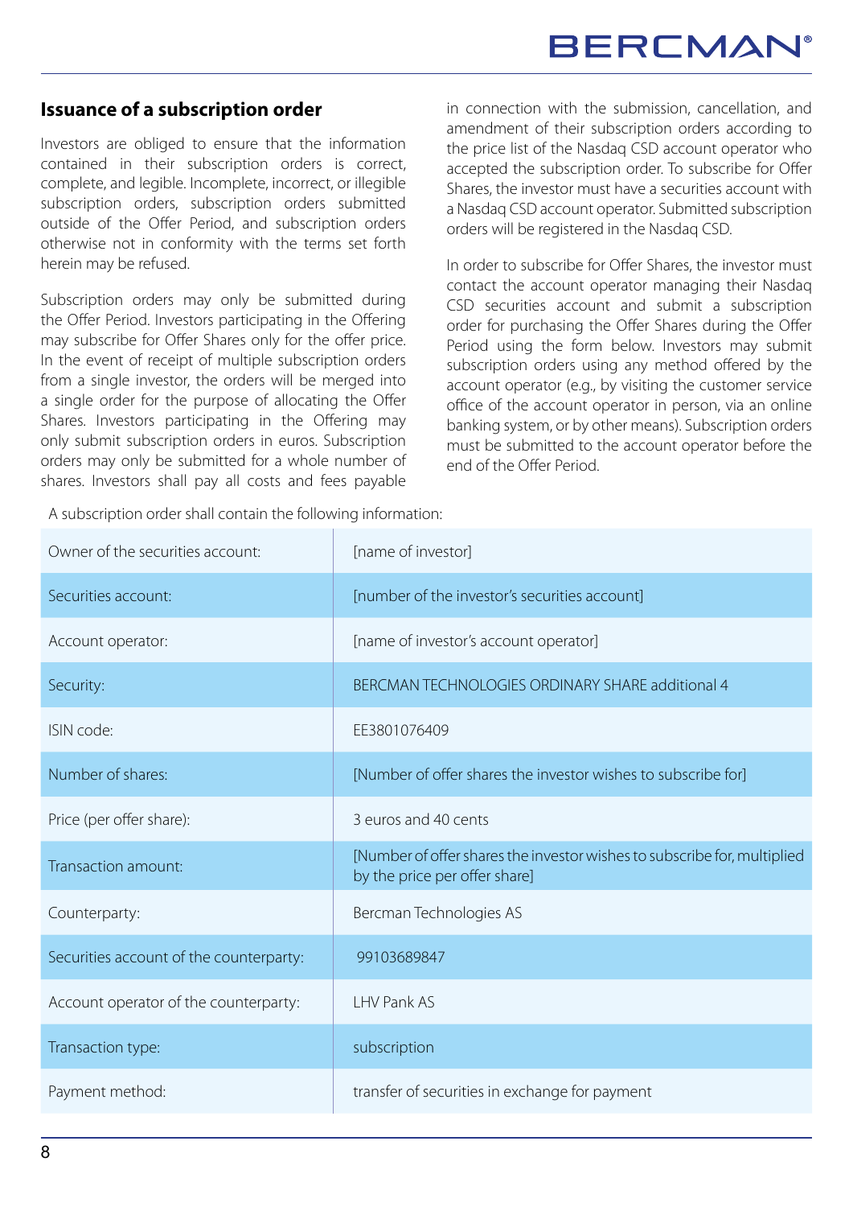## Issuance of a subscription order

Investors are obliged to ensure that the information contained in their subscription orders is correct, complete, and legible. Incomplete, incorrect, or illegible subscription orders, subscription orders submitted outside of the Offer Period, and subscription orders otherwise not in conformity with the terms set forth herein may be refused.

Subscription orders may only be submitted during the Offer Period. Investors participating in the Offering may subscribe for Offer Shares only for the offer price. In the event of receipt of multiple subscription orders from a single investor, the orders will be merged into a single order for the purpose of allocating the Offer Shares. Investors participating in the Offering may only submit subscription orders in euros. Subscription orders may only be submitted for a whole number of shares. Investors shall pay all costs and fees payable in connection with the submission, cancellation, and amendment of their subscription orders according to the price list of the Nasdaq CSD account operator who accepted the subscription order. To subscribe for Offer Shares, the investor must have a securities account with a Nasdaq CSD account operator. Submitted subscription orders will be registered in the Nasdaq CSD.

In order to subscribe for Offer Shares, the investor must contact the account operator managing their Nasdaq CSD securities account and submit a subscription order for purchasing the Offer Shares during the Offer Period using the form below. Investors may submit subscription orders using any method offered by the account operator (e.g., by visiting the customer service office of the account operator in person, via an online banking system, or by other means). Subscription orders must be submitted to the account operator before the end of the Offer Period.

A subscription order shall contain the following information:

| | |
|---|---|
| Owner of the securities account: | [name of investor] |
| Securities account: | [number of the investor's securities account] |
| Account operator: | [name of investor's account operator] |
| Security: | BERCMAN TECHNOLOGIES ORDINARY SHARE additional 4 |
| ISIN code: | EE3801076409 |
| Number of shares: | [Number of offer shares the investor wishes to subscribe for] |
| Price (per offer share): | 3 euros and 40 cents |
| Transaction amount: | [Number of offer shares the investor wishes to subscribe for, multiplied by the price per offer share] |
| Counterparty: | Bercman Technologies AS |
| Securities account of the counterparty: | 99103689847 |
| Account operator of the counterparty: | LHV Pank AS |
| Transaction type: | subscription |
| Payment method: | transfer of securities in exchange for payment |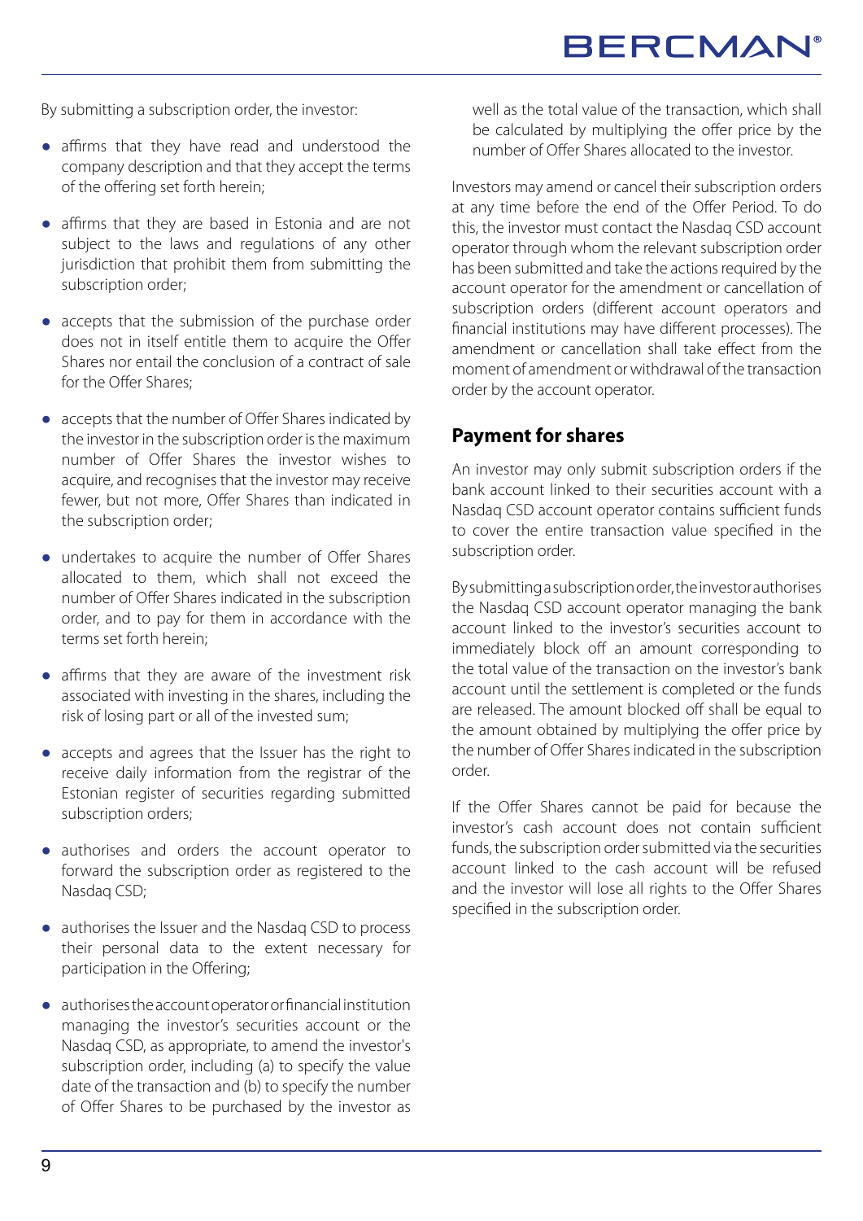By submitting a subscription order, the investor:

- affirms that they have read and understood the company description and that they accept the terms of the offering set forth herein;
- affirms that they are based in Estonia and are not subject to the laws and regulations of any other jurisdiction that prohibit them from submitting the subscription order;
- accepts that the submission of the purchase order does not in itself entitle them to acquire the Offer Shares nor entail the conclusion of a contract of sale for the Offer Shares;
- accepts that the number of Offer Shares indicated by the investor in the subscription order is the maximum number of Offer Shares the investor wishes to acquire, and recognises that the investor may receive fewer, but not more, Offer Shares than indicated in the subscription order;
- undertakes to acquire the number of Offer Shares allocated to them, which shall not exceed the number of Offer Shares indicated in the subscription order, and to pay for them in accordance with the terms set forth herein;
- affirms that they are aware of the investment risk associated with investing in the shares, including the risk of losing part or all of the invested sum;
- accepts and agrees that the Issuer has the right to receive daily information from the registrar of the Estonian register of securities regarding submitted subscription orders;
- authorises and orders the account operator to forward the subscription order as registered to the Nasdaq CSD;
- authorises the Issuer and the Nasdaq CSD to process their personal data to the extent necessary for participation in the Offering;
- authorises the account operator or financial institution managing the investor's securities account or the Nasdaq CSD, as appropriate, to amend the investor's subscription order, including (a) to specify the value date of the transaction and (b) to specify the number of Offer Shares to be purchased by the investor as well as the total value of the transaction, which shall be calculated by multiplying the offer price by the number of Offer Shares allocated to the investor.

Investors may amend or cancel their subscription orders at any time before the end of the Offer Period. To do this, the investor must contact the Nasdaq CSD account operator through whom the relevant subscription order has been submitted and take the actions required by the account operator for the amendment or cancellation of subscription orders (different account operators and financial institutions may have different processes). The amendment or cancellation shall take effect from the moment of amendment or withdrawal of the transaction order by the account operator.

## Payment for shares

An investor may only submit subscription orders if the bank account linked to their securities account with a Nasdaq CSD account operator contains sufficient funds to cover the entire transaction value specified in the subscription order.

By submitting a subscription order, the investor authorises the Nasdaq CSD account operator managing the bank account linked to the investor's securities account to immediately block off an amount corresponding to the total value of the transaction on the investor's bank account until the settlement is completed or the funds are released. The amount blocked off shall be equal to the amount obtained by multiplying the offer price by the number of Offer Shares indicated in the subscription order.

If the Offer Shares cannot be paid for because the investor's cash account does not contain sufficient funds, the subscription order submitted via the securities account linked to the cash account will be refused and the investor will lose all rights to the Offer Shares specified in the subscription order.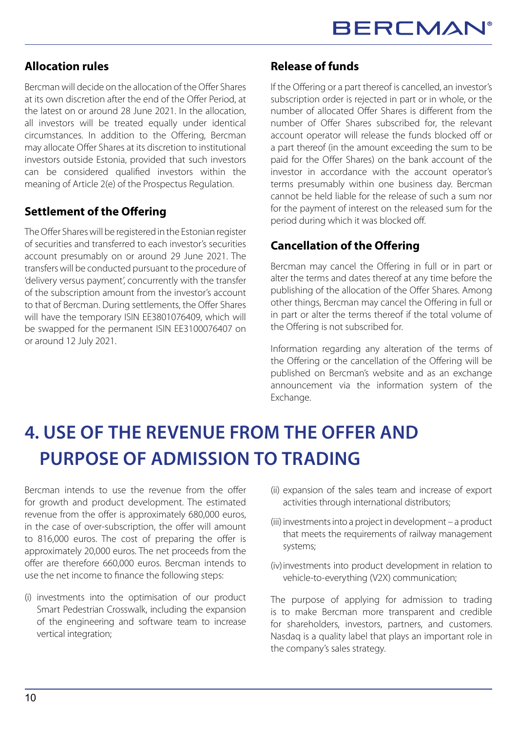### Allocation rules

Bercman will decide on the allocation of the Offer Shares at its own discretion after the end of the Offer Period, at the latest on or around 28 June 2021. In the allocation, all investors will be treated equally under identical circumstances. In addition to the Offering, Bercman may allocate Offer Shares at its discretion to institutional investors outside Estonia, provided that such investors can be considered qualified investors within the meaning of Article 2(e) of the Prospectus Regulation.

### Settlement of the Offering

The Offer Shares will be registered in the Estonian register of securities and transferred to each investor's securities account presumably on or around 29 June 2021. The transfers will be conducted pursuant to the procedure of 'delivery versus payment', concurrently with the transfer of the subscription amount from the investor's account to that of Bercman. During settlements, the Offer Shares will have the temporary ISIN EE3801076409, which will be swapped for the permanent ISIN EE3100076407 on or around 12 July 2021.

### Release of funds

If the Offering or a part thereof is cancelled, an investor's subscription order is rejected in part or in whole, or the number of allocated Offer Shares is different from the number of Offer Shares subscribed for, the relevant account operator will release the funds blocked off or a part thereof (in the amount exceeding the sum to be paid for the Offer Shares) on the bank account of the investor in accordance with the account operator's terms presumably within one business day. Bercman cannot be held liable for the release of such a sum nor for the payment of interest on the released sum for the period during which it was blocked off.

### Cancellation of the Offering

Bercman may cancel the Offering in full or in part or alter the terms and dates thereof at any time before the publishing of the allocation of the Offer Shares. Among other things, Bercman may cancel the Offering in full or in part or alter the terms thereof if the total volume of the Offering is not subscribed for.

Information regarding any alteration of the terms of the Offering or the cancellation of the Offering will be published on Bercman's website and as an exchange announcement via the information system of the Exchange.

# 4. USE OF THE REVENUE FROM THE OFFER AND PURPOSE OF ADMISSION TO TRADING

Bercman intends to use the revenue from the offer for growth and product development. The estimated revenue from the offer is approximately 680,000 euros, in the case of over-subscription, the offer will amount to 816,000 euros. The cost of preparing the offer is approximately 20,000 euros. The net proceeds from the offer are therefore 660,000 euros. Bercman intends to use the net income to finance the following steps:

(i) investments into the optimisation of our product Smart Pedestrian Crosswalk, including the expansion of the engineering and software team to increase vertical integration;

(ii) expansion of the sales team and increase of export activities through international distributors;

(iii) investments into a project in development – a product that meets the requirements of railway management systems;

(iv) investments into product development in relation to vehicle-to-everything (V2X) communication;

The purpose of applying for admission to trading is to make Bercman more transparent and credible for shareholders, investors, partners, and customers. Nasdaq is a quality label that plays an important role in the company's sales strategy.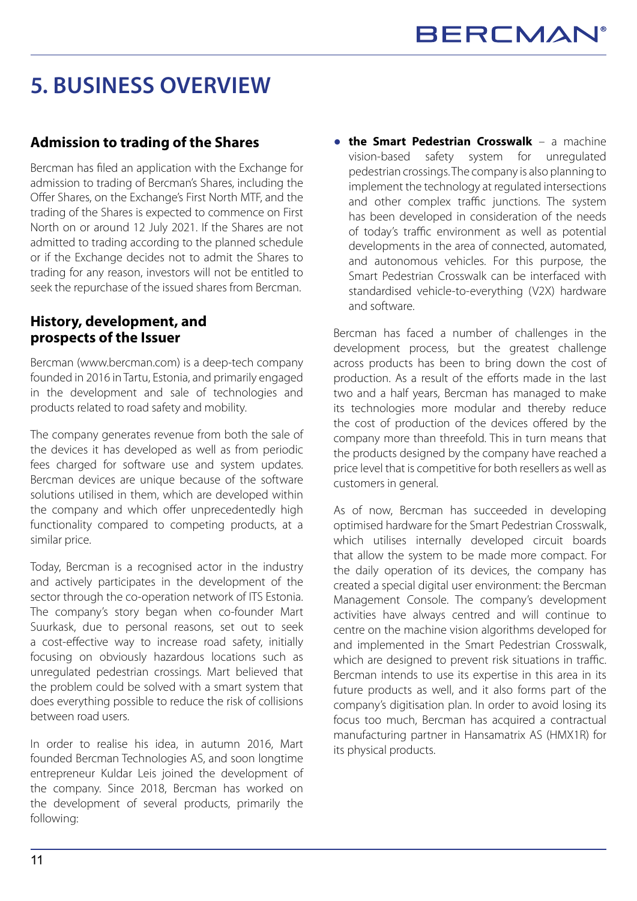# 5. BUSINESS OVERVIEW

## Admission to trading of the Shares

Bercman has filed an application with the Exchange for admission to trading of Bercman's Shares, including the Offer Shares, on the Exchange's First North MTF, and the trading of the Shares is expected to commence on First North on or around 12 July 2021. If the Shares are not admitted to trading according to the planned schedule or if the Exchange decides not to admit the Shares to trading for any reason, investors will not be entitled to seek the repurchase of the issued shares from Bercman.

## History, development, and prospects of the Issuer

Bercman (www.bercman.com) is a deep-tech company founded in 2016 in Tartu, Estonia, and primarily engaged in the development and sale of technologies and products related to road safety and mobility.

The company generates revenue from both the sale of the devices it has developed as well as from periodic fees charged for software use and system updates. Bercman devices are unique because of the software solutions utilised in them, which are developed within the company and which offer unprecedentedly high functionality compared to competing products, at a similar price.

Today, Bercman is a recognised actor in the industry and actively participates in the development of the sector through the co-operation network of ITS Estonia. The company's story began when co-founder Mart Suurkask, due to personal reasons, set out to seek a cost-effective way to increase road safety, initially focusing on obviously hazardous locations such as unregulated pedestrian crossings. Mart believed that the problem could be solved with a smart system that does everything possible to reduce the risk of collisions between road users.

In order to realise his idea, in autumn 2016, Mart founded Bercman Technologies AS, and soon longtime entrepreneur Kuldar Leis joined the development of the company. Since 2018, Bercman has worked on the development of several products, primarily the following:

- **the Smart Pedestrian Crosswalk** – a machine vision-based safety system for unregulated pedestrian crossings. The company is also planning to implement the technology at regulated intersections and other complex traffic junctions. The system has been developed in consideration of the needs of today's traffic environment as well as potential developments in the area of connected, automated, and autonomous vehicles. For this purpose, the Smart Pedestrian Crosswalk can be interfaced with standardised vehicle-to-everything (V2X) hardware and software.

Bercman has faced a number of challenges in the development process, but the greatest challenge across products has been to bring down the cost of production. As a result of the efforts made in the last two and a half years, Bercman has managed to make its technologies more modular and thereby reduce the cost of production of the devices offered by the company more than threefold. This in turn means that the products designed by the company have reached a price level that is competitive for both resellers as well as customers in general.

As of now, Bercman has succeeded in developing optimised hardware for the Smart Pedestrian Crosswalk, which utilises internally developed circuit boards that allow the system to be made more compact. For the daily operation of its devices, the company has created a special digital user environment: the Bercman Management Console. The company's development activities have always centred and will continue to centre on the machine vision algorithms developed for and implemented in the Smart Pedestrian Crosswalk, which are designed to prevent risk situations in traffic. Bercman intends to use its expertise in this area in its future products as well, and it also forms part of the company's digitisation plan. In order to avoid losing its focus too much, Bercman has acquired a contractual manufacturing partner in Hansamatrix AS (HMX1R) for its physical products.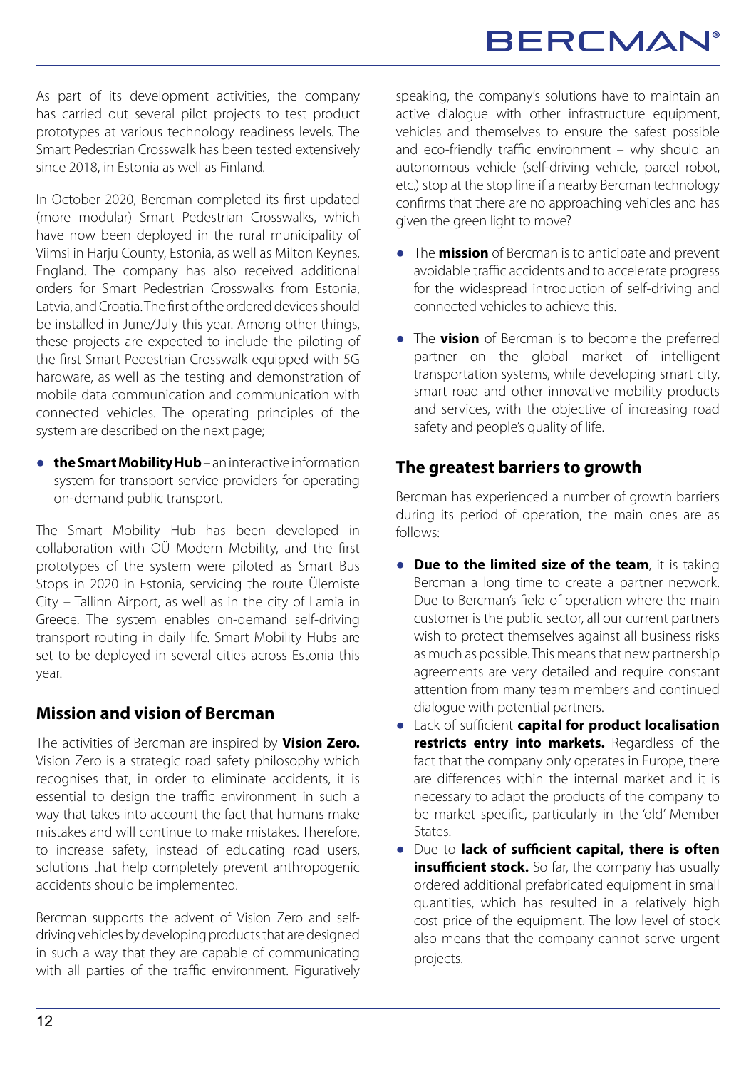As part of its development activities, the company has carried out several pilot projects to test product prototypes at various technology readiness levels. The Smart Pedestrian Crosswalk has been tested extensively since 2018, in Estonia as well as Finland.

In October 2020, Bercman completed its first updated (more modular) Smart Pedestrian Crosswalks, which have now been deployed in the rural municipality of Viimsi in Harju County, Estonia, as well as Milton Keynes, England. The company has also received additional orders for Smart Pedestrian Crosswalks from Estonia, Latvia, and Croatia. The first of the ordered devices should be installed in June/July this year. Among other things, these projects are expected to include the piloting of the first Smart Pedestrian Crosswalk equipped with 5G hardware, as well as the testing and demonstration of mobile data communication and communication with connected vehicles. The operating principles of the system are described on the next page;

- **the Smart Mobility Hub** – an interactive information system for transport service providers for operating on-demand public transport.

The Smart Mobility Hub has been developed in collaboration with OÜ Modern Mobility, and the first prototypes of the system were piloted as Smart Bus Stops in 2020 in Estonia, servicing the route Ülemiste City – Tallinn Airport, as well as in the city of Lamia in Greece. The system enables on-demand self-driving transport routing in daily life. Smart Mobility Hubs are set to be deployed in several cities across Estonia this year.

## Mission and vision of Bercman

The activities of Bercman are inspired by **Vision Zero.** Vision Zero is a strategic road safety philosophy which recognises that, in order to eliminate accidents, it is essential to design the traffic environment in such a way that takes into account the fact that humans make mistakes and will continue to make mistakes. Therefore, to increase safety, instead of educating road users, solutions that help completely prevent anthropogenic accidents should be implemented.

Bercman supports the advent of Vision Zero and self-driving vehicles by developing products that are designed in such a way that they are capable of communicating with all parties of the traffic environment. Figuratively speaking, the company's solutions have to maintain an active dialogue with other infrastructure equipment, vehicles and themselves to ensure the safest possible and eco-friendly traffic environment – why should an autonomous vehicle (self-driving vehicle, parcel robot, etc.) stop at the stop line if a nearby Bercman technology confirms that there are no approaching vehicles and has given the green light to move?

- The **mission** of Bercman is to anticipate and prevent avoidable traffic accidents and to accelerate progress for the widespread introduction of self-driving and connected vehicles to achieve this.

- The **vision** of Bercman is to become the preferred partner on the global market of intelligent transportation systems, while developing smart city, smart road and other innovative mobility products and services, with the objective of increasing road safety and people's quality of life.

## The greatest barriers to growth

Bercman has experienced a number of growth barriers during its period of operation, the main ones are as follows:

- **Due to the limited size of the team**, it is taking Bercman a long time to create a partner network. Due to Bercman's field of operation where the main customer is the public sector, all our current partners wish to protect themselves against all business risks as much as possible. This means that new partnership agreements are very detailed and require constant attention from many team members and continued dialogue with potential partners.
- Lack of sufficient **capital for product localisation restricts entry into markets.** Regardless of the fact that the company only operates in Europe, there are differences within the internal market and it is necessary to adapt the products of the company to be market specific, particularly in the 'old' Member States.
- Due to **lack of sufficient capital, there is often insufficient stock.** So far, the company has usually ordered additional prefabricated equipment in small quantities, which has resulted in a relatively high cost price of the equipment. The low level of stock also means that the company cannot serve urgent projects.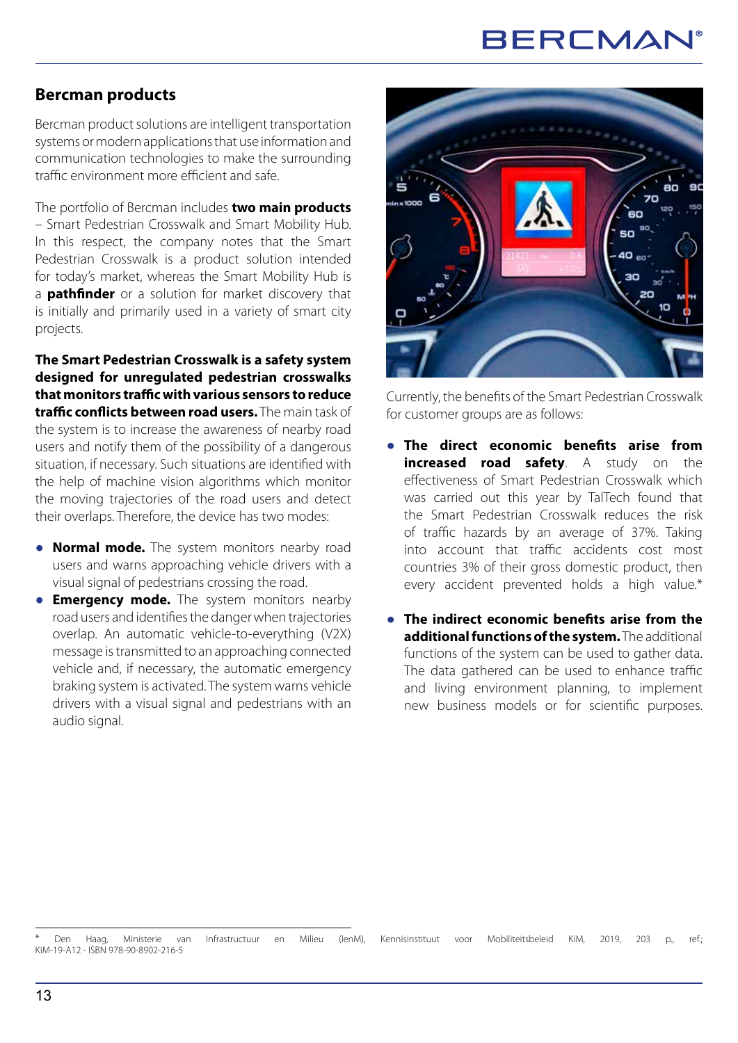## Bercman products

Bercman product solutions are intelligent transportation systems or modern applications that use information and communication technologies to make the surrounding traffic environment more efficient and safe.

The portfolio of Bercman includes **two main products** – Smart Pedestrian Crosswalk and Smart Mobility Hub. In this respect, the company notes that the Smart Pedestrian Crosswalk is a product solution intended for today's market, whereas the Smart Mobility Hub is a **pathfinder** or a solution for market discovery that is initially and primarily used in a variety of smart city projects.

**The Smart Pedestrian Crosswalk is a safety system designed for unregulated pedestrian crosswalks that monitors traffic with various sensors to reduce traffic conflicts between road users.** The main task of the system is to increase the awareness of nearby road users and notify them of the possibility of a dangerous situation, if necessary. Such situations are identified with the help of machine vision algorithms which monitor the moving trajectories of the road users and detect their overlaps. Therefore, the device has two modes:

- **Normal mode.** The system monitors nearby road users and warns approaching vehicle drivers with a visual signal of pedestrians crossing the road.
- **Emergency mode.** The system monitors nearby road users and identifies the danger when trajectories overlap. An automatic vehicle-to-everything (V2X) message is transmitted to an approaching connected vehicle and, if necessary, the automatic emergency braking system is activated. The system warns vehicle drivers with a visual signal and pedestrians with an audio signal.

Currently, the benefits of the Smart Pedestrian Crosswalk for customer groups are as follows:

- **The direct economic benefits arise from increased road safety**. A study on the effectiveness of Smart Pedestrian Crosswalk which was carried out this year by TalTech found that the Smart Pedestrian Crosswalk reduces the risk of traffic hazards by an average of 37%. Taking into account that traffic accidents cost most countries 3% of their gross domestic product, then every accident prevented holds a high value.*

- **The indirect economic benefits arise from the additional functions of the system.** The additional functions of the system can be used to gather data. The data gathered can be used to enhance traffic and living environment planning, to implement new business models or for scientific purposes.

* Den Haag, Ministerie van Infrastructuur en Milieu (IenM), Kennisinstituut voor Mobiliteitsbeleid KiM, 2019, 203 p., ref.; KiM-19-A12 - ISBN 978-90-8902-216-5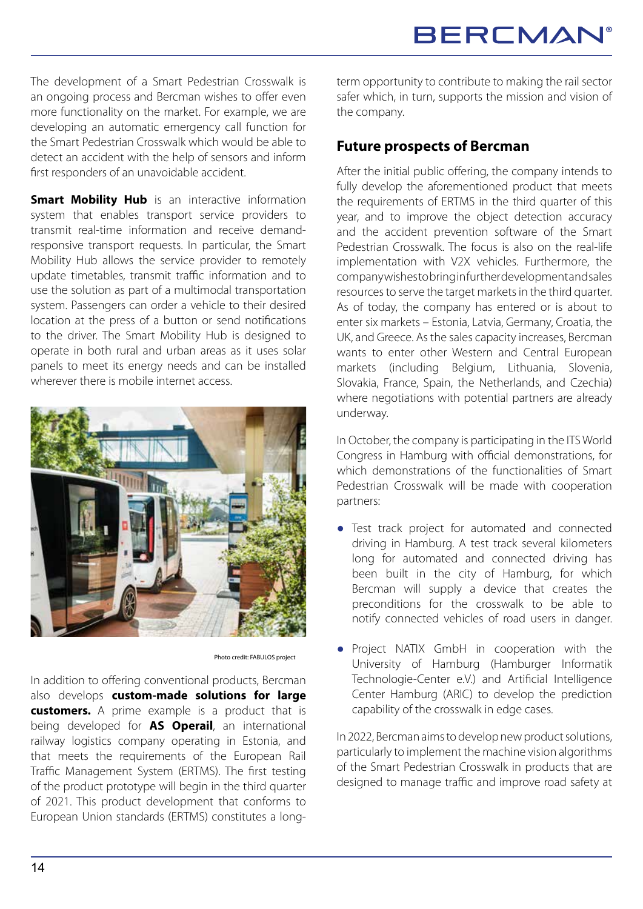The development of a Smart Pedestrian Crosswalk is an ongoing process and Bercman wishes to offer even more functionality on the market. For example, we are developing an automatic emergency call function for the Smart Pedestrian Crosswalk which would be able to detect an accident with the help of sensors and inform first responders of an unavoidable accident.

**Smart Mobility Hub** is an interactive information system that enables transport service providers to transmit real-time information and receive demand-responsive transport requests. In particular, the Smart Mobility Hub allows the service provider to remotely update timetables, transmit traffic information and to use the solution as part of a multimodal transportation system. Passengers can order a vehicle to their desired location at the press of a button or send notifications to the driver. The Smart Mobility Hub is designed to operate in both rural and urban areas as it uses solar panels to meet its energy needs and can be installed wherever there is mobile internet access.

Photo credit: FABULOS project

In addition to offering conventional products, Bercman also develops **custom-made solutions for large customers.** A prime example is a product that is being developed for **AS Operail**, an international railway logistics company operating in Estonia, and that meets the requirements of the European Rail Traffic Management System (ERTMS). The first testing of the product prototype will begin in the third quarter of 2021. This product development that conforms to European Union standards (ERTMS) constitutes a long-term opportunity to contribute to making the rail sector safer which, in turn, supports the mission and vision of the company.

## Future prospects of Bercman

After the initial public offering, the company intends to fully develop the aforementioned product that meets the requirements of ERTMS in the third quarter of this year, and to improve the object detection accuracy and the accident prevention software of the Smart Pedestrian Crosswalk. The focus is also on the real-life implementation with V2X vehicles. Furthermore, the company wishes to bring in further development and sales resources to serve the target markets in the third quarter. As of today, the company has entered or is about to enter six markets – Estonia, Latvia, Germany, Croatia, the UK, and Greece. As the sales capacity increases, Bercman wants to enter other Western and Central European markets (including Belgium, Lithuania, Slovenia, Slovakia, France, Spain, the Netherlands, and Czechia) where negotiations with potential partners are already underway.

In October, the company is participating in the ITS World Congress in Hamburg with official demonstrations, for which demonstrations of the functionalities of Smart Pedestrian Crosswalk will be made with cooperation partners:

- Test track project for automated and connected driving in Hamburg. A test track several kilometers long for automated and connected driving has been built in the city of Hamburg, for which Bercman will supply a device that creates the preconditions for the crosswalk to be able to notify connected vehicles of road users in danger.
- Project NATIX GmbH in cooperation with the University of Hamburg (Hamburger Informatik Technologie-Center e.V.) and Artificial Intelligence Center Hamburg (ARIC) to develop the prediction capability of the crosswalk in edge cases.

In 2022, Bercman aims to develop new product solutions, particularly to implement the machine vision algorithms of the Smart Pedestrian Crosswalk in products that are designed to manage traffic and improve road safety at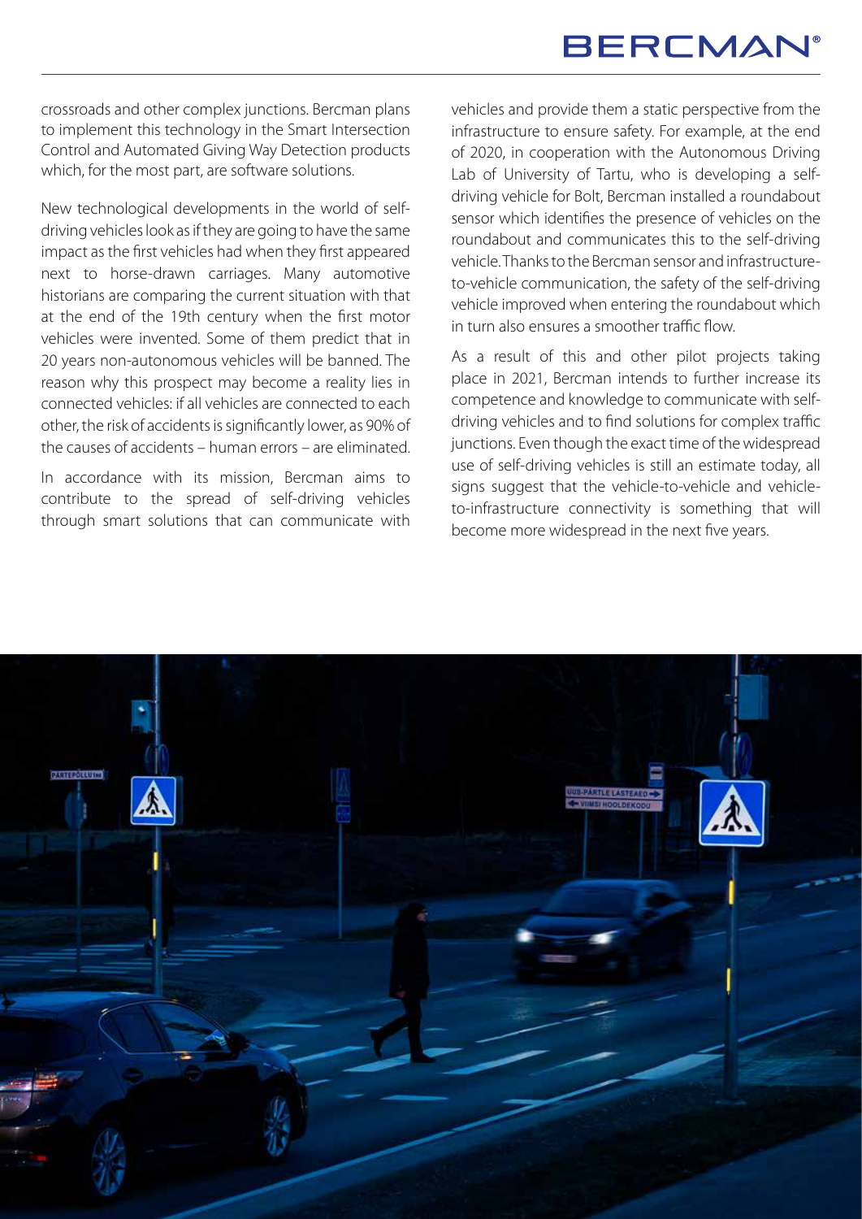crossroads and other complex junctions. Bercman plans to implement this technology in the Smart Intersection Control and Automated Giving Way Detection products which, for the most part, are software solutions.

New technological developments in the world of self-driving vehicles look as if they are going to have the same impact as the first vehicles had when they first appeared next to horse-drawn carriages. Many automotive historians are comparing the current situation with that at the end of the 19th century when the first motor vehicles were invented. Some of them predict that in 20 years non-autonomous vehicles will be banned. The reason why this prospect may become a reality lies in connected vehicles: if all vehicles are connected to each other, the risk of accidents is significantly lower, as 90% of the causes of accidents – human errors – are eliminated.

In accordance with its mission, Bercman aims to contribute to the spread of self-driving vehicles through smart solutions that can communicate with vehicles and provide them a static perspective from the infrastructure to ensure safety. For example, at the end of 2020, in cooperation with the Autonomous Driving Lab of University of Tartu, who is developing a self-driving vehicle for Bolt, Bercman installed a roundabout sensor which identifies the presence of vehicles on the roundabout and communicates this to the self-driving vehicle. Thanks to the Bercman sensor and infrastructure-to-vehicle communication, the safety of the self-driving vehicle improved when entering the roundabout which in turn also ensures a smoother traffic flow.

As a result of this and other pilot projects taking place in 2021, Bercman intends to further increase its competence and knowledge to communicate with self-driving vehicles and to find solutions for complex traffic junctions. Even though the exact time of the widespread use of self-driving vehicles is still an estimate today, all signs suggest that the vehicle-to-vehicle and vehicle-to-infrastructure connectivity is something that will become more widespread in the next five years.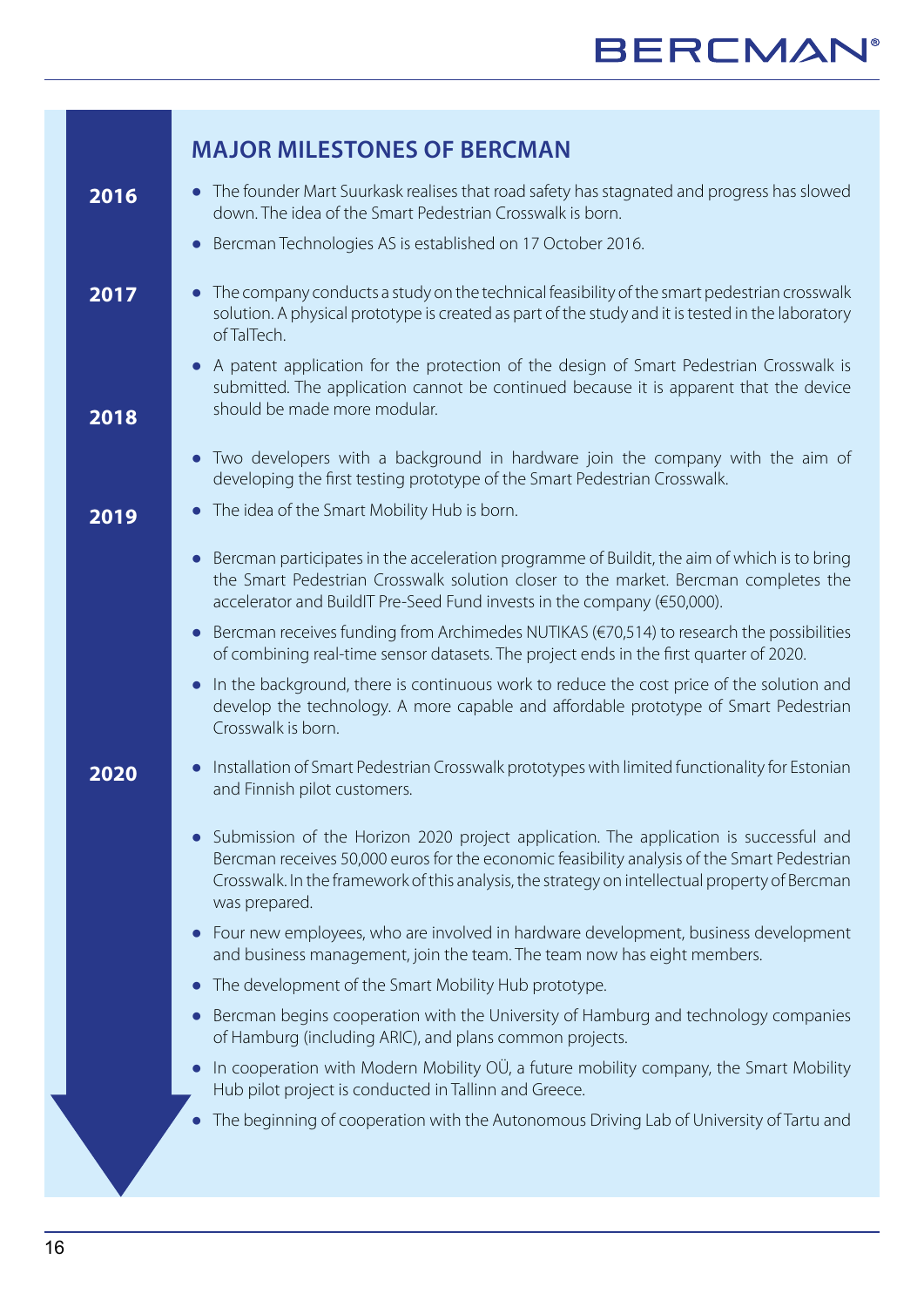## MAJOR MILESTONES OF BERCMAN

**2016**

- The founder Mart Suurkask realises that road safety has stagnated and progress has slowed down. The idea of the Smart Pedestrian Crosswalk is born.
- Bercman Technologies AS is established on 17 October 2016.

**2017**

- The company conducts a study on the technical feasibility of the smart pedestrian crosswalk solution. A physical prototype is created as part of the study and it is tested in the laboratory of TalTech.
- A patent application for the protection of the design of Smart Pedestrian Crosswalk is submitted. The application cannot be continued because it is apparent that the device should be made more modular.

**2018**

- Two developers with a background in hardware join the company with the aim of developing the first testing prototype of the Smart Pedestrian Crosswalk.

**2019**

- The idea of the Smart Mobility Hub is born.
- Bercman participates in the acceleration programme of Buildit, the aim of which is to bring the Smart Pedestrian Crosswalk solution closer to the market. Bercman completes the accelerator and BuildIT Pre-Seed Fund invests in the company (€50,000).
- Bercman receives funding from Archimedes NUTIKAS (€70,514) to research the possibilities of combining real-time sensor datasets. The project ends in the first quarter of 2020.
- In the background, there is continuous work to reduce the cost price of the solution and develop the technology. A more capable and affordable prototype of Smart Pedestrian Crosswalk is born.

**2020**

- Installation of Smart Pedestrian Crosswalk prototypes with limited functionality for Estonian and Finnish pilot customers.
- Submission of the Horizon 2020 project application. The application is successful and Bercman receives 50,000 euros for the economic feasibility analysis of the Smart Pedestrian Crosswalk. In the framework of this analysis, the strategy on intellectual property of Bercman was prepared.
- Four new employees, who are involved in hardware development, business development and business management, join the team. The team now has eight members.
- The development of the Smart Mobility Hub prototype.
- Bercman begins cooperation with the University of Hamburg and technology companies of Hamburg (including ARIC), and plans common projects.
- In cooperation with Modern Mobility OÜ, a future mobility company, the Smart Mobility Hub pilot project is conducted in Tallinn and Greece.
- The beginning of cooperation with the Autonomous Driving Lab of University of Tartu and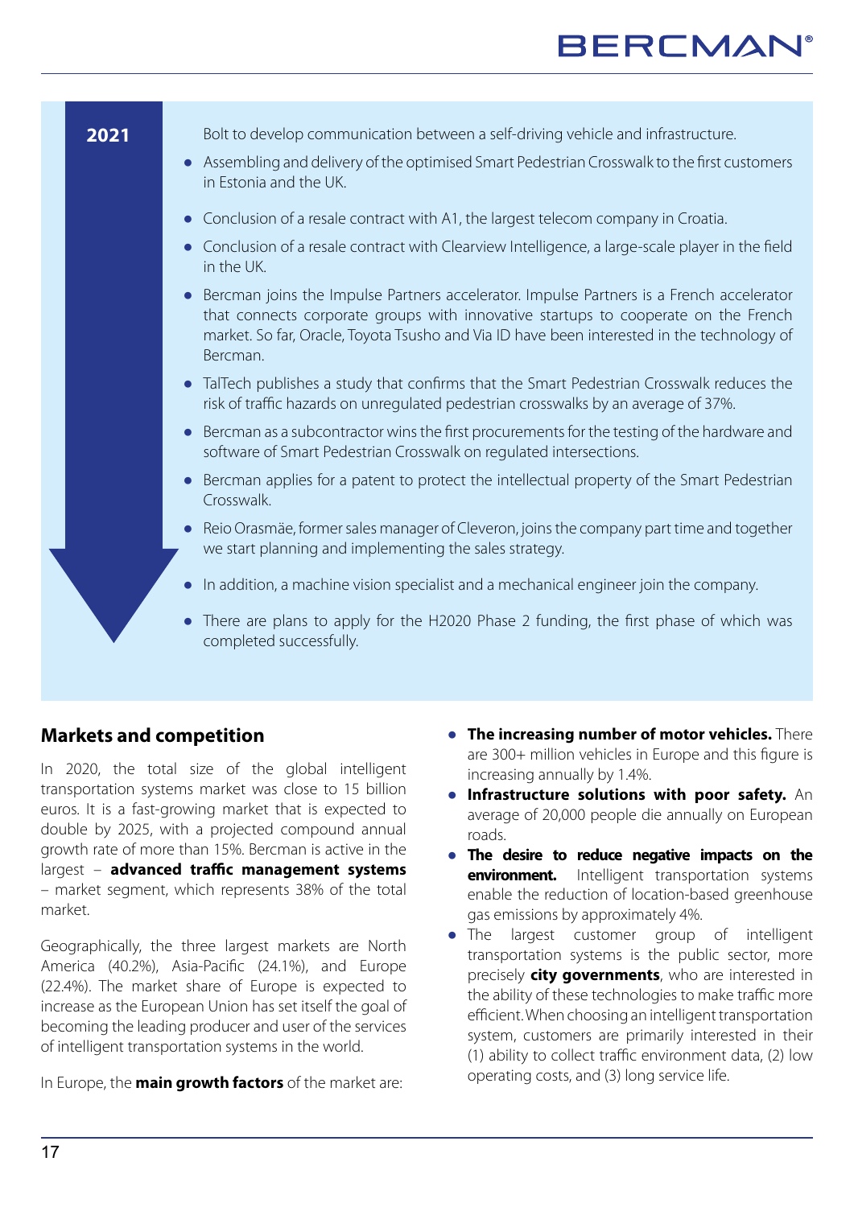**2021**

Bolt to develop communication between a self-driving vehicle and infrastructure.

- Assembling and delivery of the optimised Smart Pedestrian Crosswalk to the first customers in Estonia and the UK.
- Conclusion of a resale contract with A1, the largest telecom company in Croatia.
- Conclusion of a resale contract with Clearview Intelligence, a large-scale player in the field in the UK.
- Bercman joins the Impulse Partners accelerator. Impulse Partners is a French accelerator that connects corporate groups with innovative startups to cooperate on the French market. So far, Oracle, Toyota Tsusho and Via ID have been interested in the technology of Bercman.
- TalTech publishes a study that confirms that the Smart Pedestrian Crosswalk reduces the risk of traffic hazards on unregulated pedestrian crosswalks by an average of 37%.
- Bercman as a subcontractor wins the first procurements for the testing of the hardware and software of Smart Pedestrian Crosswalk on regulated intersections.
- Bercman applies for a patent to protect the intellectual property of the Smart Pedestrian Crosswalk.
- Reio Orasmäe, former sales manager of Cleveron, joins the company part time and together we start planning and implementing the sales strategy.
- In addition, a machine vision specialist and a mechanical engineer join the company.
- There are plans to apply for the H2020 Phase 2 funding, the first phase of which was completed successfully.

## Markets and competition

In 2020, the total size of the global intelligent transportation systems market was close to 15 billion euros. It is a fast-growing market that is expected to double by 2025, with a projected compound annual growth rate of more than 15%. Bercman is active in the largest – **advanced traffic management systems** – market segment, which represents 38% of the total market.

Geographically, the three largest markets are North America (40.2%), Asia-Pacific (24.1%), and Europe (22.4%). The market share of Europe is expected to increase as the European Union has set itself the goal of becoming the leading producer and user of the services of intelligent transportation systems in the world.

In Europe, the **main growth factors** of the market are:

- **The increasing number of motor vehicles.** There are 300+ million vehicles in Europe and this figure is increasing annually by 1.4%.
- **Infrastructure solutions with poor safety.** An average of 20,000 people die annually on European roads.
- **The desire to reduce negative impacts on the environment.** Intelligent transportation systems enable the reduction of location-based greenhouse gas emissions by approximately 4%.
- The largest customer group of intelligent transportation systems is the public sector, more precisely **city governments**, who are interested in the ability of these technologies to make traffic more efficient. When choosing an intelligent transportation system, customers are primarily interested in their (1) ability to collect traffic environment data, (2) low operating costs, and (3) long service life.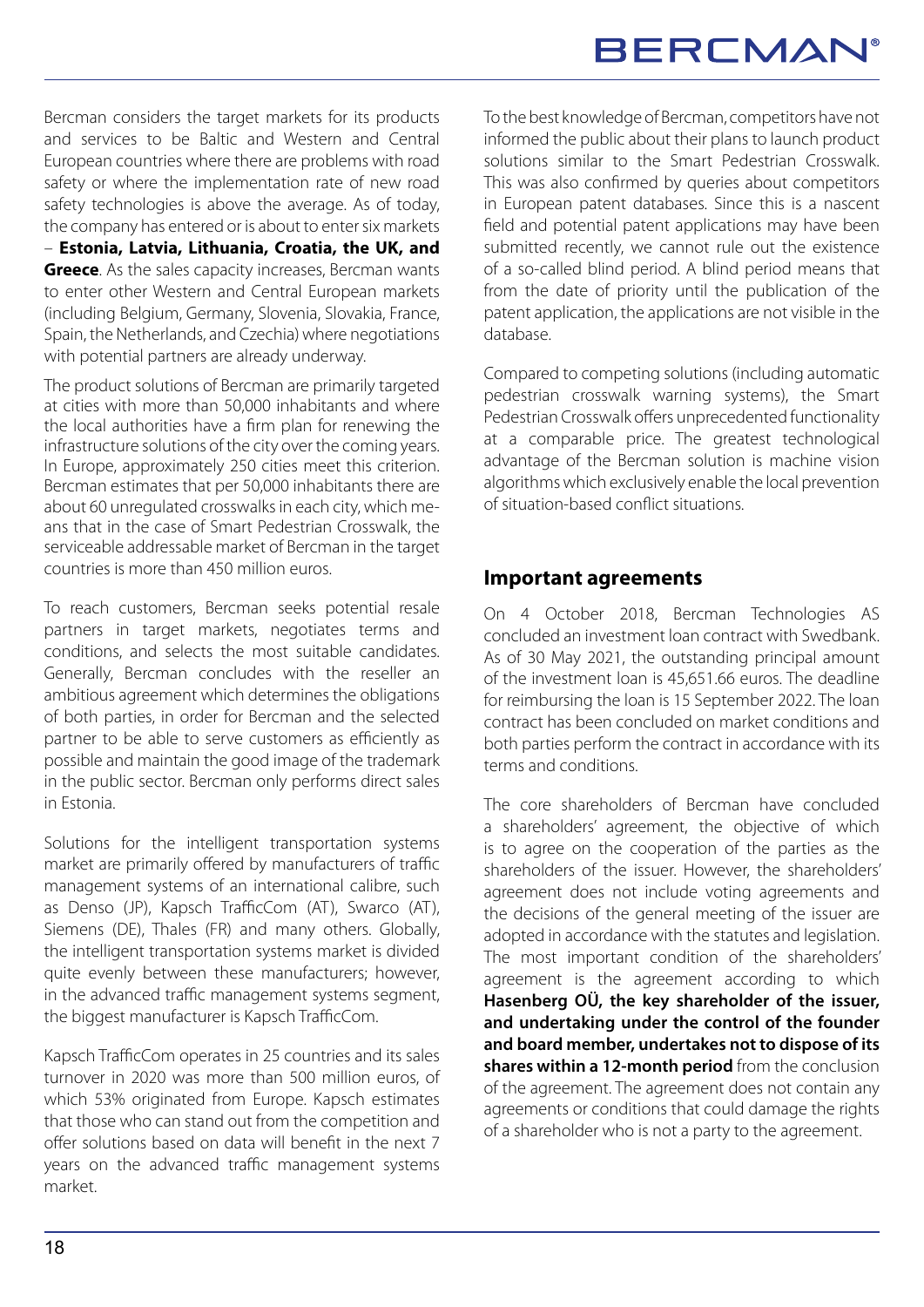Bercman considers the target markets for its products and services to be Baltic and Western and Central European countries where there are problems with road safety or where the implementation rate of new road safety technologies is above the average. As of today, the company has entered or is about to enter six markets – **Estonia, Latvia, Lithuania, Croatia, the UK, and Greece**. As the sales capacity increases, Bercman wants to enter other Western and Central European markets (including Belgium, Germany, Slovenia, Slovakia, France, Spain, the Netherlands, and Czechia) where negotiations with potential partners are already underway.

The product solutions of Bercman are primarily targeted at cities with more than 50,000 inhabitants and where the local authorities have a firm plan for renewing the infrastructure solutions of the city over the coming years. In Europe, approximately 250 cities meet this criterion. Bercman estimates that per 50,000 inhabitants there are about 60 unregulated crosswalks in each city, which means that in the case of Smart Pedestrian Crosswalk, the serviceable addressable market of Bercman in the target countries is more than 450 million euros.

To reach customers, Bercman seeks potential resale partners in target markets, negotiates terms and conditions, and selects the most suitable candidates. Generally, Bercman concludes with the reseller an ambitious agreement which determines the obligations of both parties, in order for Bercman and the selected partner to be able to serve customers as efficiently as possible and maintain the good image of the trademark in the public sector. Bercman only performs direct sales in Estonia.

Solutions for the intelligent transportation systems market are primarily offered by manufacturers of traffic management systems of an international calibre, such as Denso (JP), Kapsch TrafficCom (AT), Swarco (AT), Siemens (DE), Thales (FR) and many others. Globally, the intelligent transportation systems market is divided quite evenly between these manufacturers; however, in the advanced traffic management systems segment, the biggest manufacturer is Kapsch TrafficCom.

Kapsch TrafficCom operates in 25 countries and its sales turnover in 2020 was more than 500 million euros, of which 53% originated from Europe. Kapsch estimates that those who can stand out from the competition and offer solutions based on data will benefit in the next 7 years on the advanced traffic management systems market.

To the best knowledge of Bercman, competitors have not informed the public about their plans to launch product solutions similar to the Smart Pedestrian Crosswalk. This was also confirmed by queries about competitors in European patent databases. Since this is a nascent field and potential patent applications may have been submitted recently, we cannot rule out the existence of a so-called blind period. A blind period means that from the date of priority until the publication of the patent application, the applications are not visible in the database.

Compared to competing solutions (including automatic pedestrian crosswalk warning systems), the Smart Pedestrian Crosswalk offers unprecedented functionality at a comparable price. The greatest technological advantage of the Bercman solution is machine vision algorithms which exclusively enable the local prevention of situation-based conflict situations.

## Important agreements

On 4 October 2018, Bercman Technologies AS concluded an investment loan contract with Swedbank. As of 30 May 2021, the outstanding principal amount of the investment loan is 45,651.66 euros. The deadline for reimbursing the loan is 15 September 2022. The loan contract has been concluded on market conditions and both parties perform the contract in accordance with its terms and conditions.

The core shareholders of Bercman have concluded a shareholders' agreement, the objective of which is to agree on the cooperation of the parties as the shareholders of the issuer. However, the shareholders' agreement does not include voting agreements and the decisions of the general meeting of the issuer are adopted in accordance with the statutes and legislation. The most important condition of the shareholders' agreement is the agreement according to which **Hasenberg OÜ, the key shareholder of the issuer, and undertaking under the control of the founder and board member, undertakes not to dispose of its shares within a 12-month period** from the conclusion of the agreement. The agreement does not contain any agreements or conditions that could damage the rights of a shareholder who is not a party to the agreement.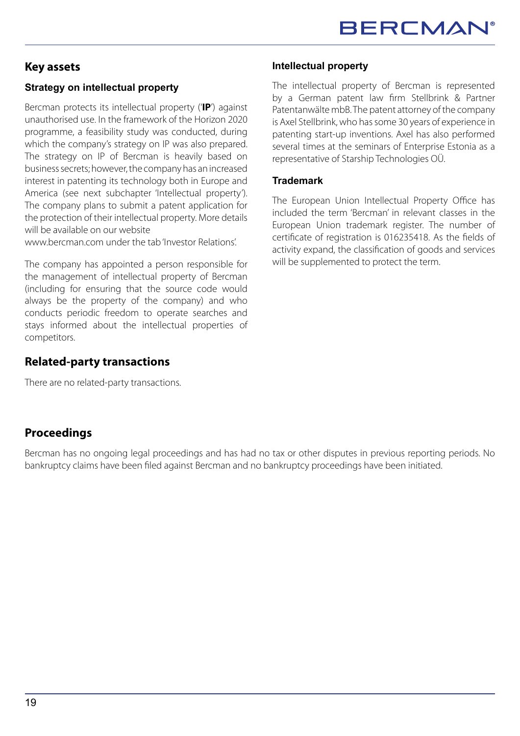## Key assets

### Strategy on intellectual property

Bercman protects its intellectual property ('**IP**') against unauthorised use. In the framework of the Horizon 2020 programme, a feasibility study was conducted, during which the company's strategy on IP was also prepared. The strategy on IP of Bercman is heavily based on business secrets; however, the company has an increased interest in patenting its technology both in Europe and America (see next subchapter 'Intellectual property'). The company plans to submit a patent application for the protection of their intellectual property. More details will be available on our website www.bercman.com under the tab 'Investor Relations'.

The company has appointed a person responsible for the management of intellectual property of Bercman (including for ensuring that the source code would always be the property of the company) and who conducts periodic freedom to operate searches and stays informed about the intellectual properties of competitors.

### Intellectual property

The intellectual property of Bercman is represented by a German patent law firm Stellbrink & Partner Patentanwälte mbB. The patent attorney of the company is Axel Stellbrink, who has some 30 years of experience in patenting start-up inventions. Axel has also performed several times at the seminars of Enterprise Estonia as a representative of Starship Technologies OÜ.

### Trademark

The European Union Intellectual Property Office has included the term 'Bercman' in relevant classes in the European Union trademark register. The number of certificate of registration is 016235418. As the fields of activity expand, the classification of goods and services will be supplemented to protect the term.

## Related-party transactions

There are no related-party transactions.

## Proceedings

Bercman has no ongoing legal proceedings and has had no tax or other disputes in previous reporting periods. No bankruptcy claims have been filed against Bercman and no bankruptcy proceedings have been initiated.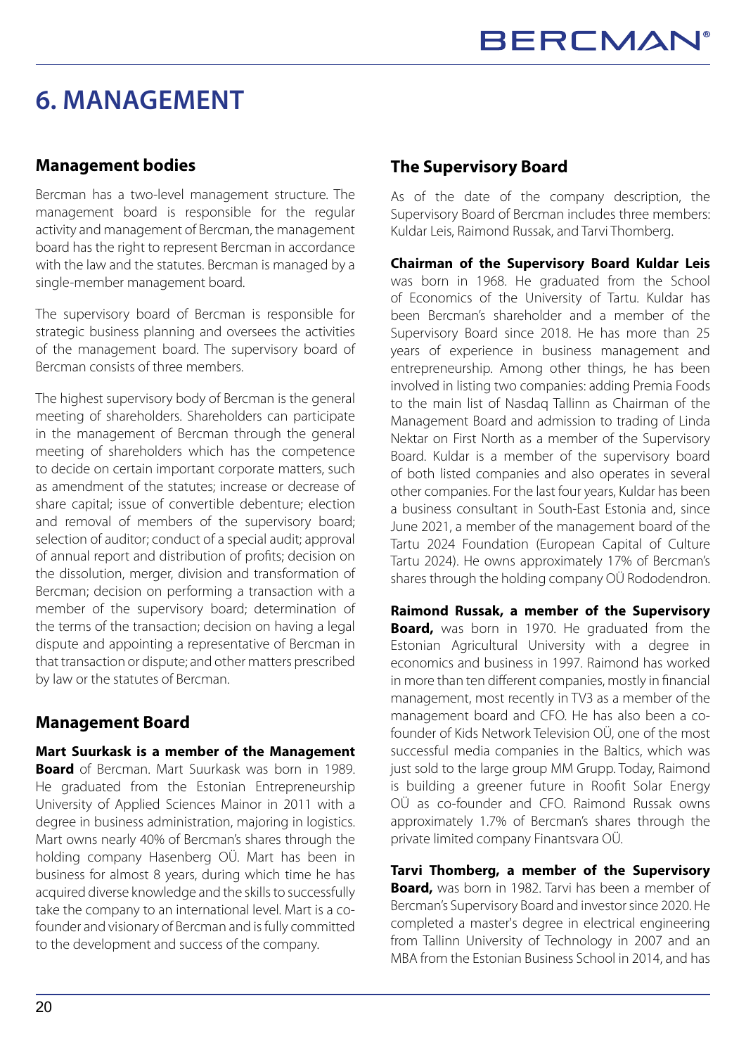# 6. MANAGEMENT

## Management bodies

Bercman has a two-level management structure. The management board is responsible for the regular activity and management of Bercman, the management board has the right to represent Bercman in accordance with the law and the statutes. Bercman is managed by a single-member management board.

The supervisory board of Bercman is responsible for strategic business planning and oversees the activities of the management board. The supervisory board of Bercman consists of three members.

The highest supervisory body of Bercman is the general meeting of shareholders. Shareholders can participate in the management of Bercman through the general meeting of shareholders which has the competence to decide on certain important corporate matters, such as amendment of the statutes; increase or decrease of share capital; issue of convertible debenture; election and removal of members of the supervisory board; selection of auditor; conduct of a special audit; approval of annual report and distribution of profits; decision on the dissolution, merger, division and transformation of Bercman; decision on performing a transaction with a member of the supervisory board; determination of the terms of the transaction; decision on having a legal dispute and appointing a representative of Bercman in that transaction or dispute; and other matters prescribed by law or the statutes of Bercman.

## Management Board

**Mart Suurkask is a member of the Management Board** of Bercman. Mart Suurkask was born in 1989. He graduated from the Estonian Entrepreneurship University of Applied Sciences Mainor in 2011 with a degree in business administration, majoring in logistics. Mart owns nearly 40% of Bercman's shares through the holding company Hasenberg OÜ. Mart has been in business for almost 8 years, during which time he has acquired diverse knowledge and the skills to successfully take the company to an international level. Mart is a co-founder and visionary of Bercman and is fully committed to the development and success of the company.

## The Supervisory Board

As of the date of the company description, the Supervisory Board of Bercman includes three members: Kuldar Leis, Raimond Russak, and Tarvi Thomberg.

**Chairman of the Supervisory Board Kuldar Leis** was born in 1968. He graduated from the School of Economics of the University of Tartu. Kuldar has been Bercman's shareholder and a member of the Supervisory Board since 2018. He has more than 25 years of experience in business management and entrepreneurship. Among other things, he has been involved in listing two companies: adding Premia Foods to the main list of Nasdaq Tallinn as Chairman of the Management Board and admission to trading of Linda Nektar on First North as a member of the Supervisory Board. Kuldar is a member of the supervisory board of both listed companies and also operates in several other companies. For the last four years, Kuldar has been a business consultant in South-East Estonia and, since June 2021, a member of the management board of the Tartu 2024 Foundation (European Capital of Culture Tartu 2024). He owns approximately 17% of Bercman's shares through the holding company OÜ Rododendron.

**Raimond Russak, a member of the Supervisory Board,** was born in 1970. He graduated from the Estonian Agricultural University with a degree in economics and business in 1997. Raimond has worked in more than ten different companies, mostly in financial management, most recently in TV3 as a member of the management board and CFO. He has also been a co-founder of Kids Network Television OÜ, one of the most successful media companies in the Baltics, which was just sold to the large group MM Grupp. Today, Raimond is building a greener future in Roofit Solar Energy OÜ as co-founder and CFO. Raimond Russak owns approximately 1.7% of Bercman's shares through the private limited company Finantsvara OÜ.

**Tarvi Thomberg, a member of the Supervisory Board,** was born in 1982. Tarvi has been a member of Bercman's Supervisory Board and investor since 2020. He completed a master's degree in electrical engineering from Tallinn University of Technology in 2007 and an MBA from the Estonian Business School in 2014, and has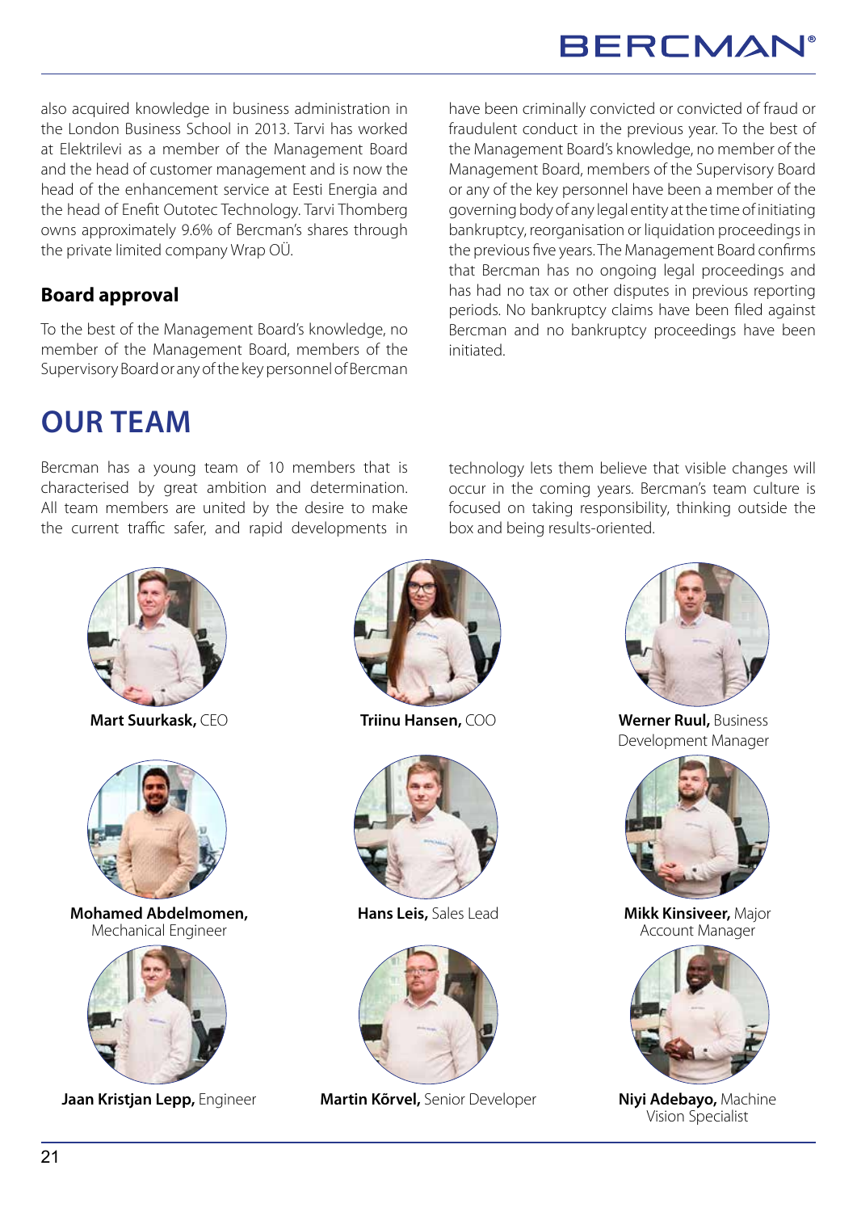also acquired knowledge in business administration in the London Business School in 2013. Tarvi has worked at Elektrilevi as a member of the Management Board and the head of customer management and is now the head of the enhancement service at Eesti Energia and the head of Enefit Outotec Technology. Tarvi Thomberg owns approximately 9.6% of Bercman's shares through the private limited company Wrap OÜ.

### Board approval

To the best of the Management Board's knowledge, no member of the Management Board, members of the Supervisory Board or any of the key personnel of Bercman have been criminally convicted or convicted of fraud or fraudulent conduct in the previous year. To the best of the Management Board's knowledge, no member of the Management Board, members of the Supervisory Board or any of the key personnel have been a member of the governing body of any legal entity at the time of initiating bankruptcy, reorganisation or liquidation proceedings in the previous five years. The Management Board confirms that Bercman has no ongoing legal proceedings and has had no tax or other disputes in previous reporting periods. No bankruptcy claims have been filed against Bercman and no bankruptcy proceedings have been initiated.

## OUR TEAM

Bercman has a young team of 10 members that is characterised by great ambition and determination. All team members are united by the desire to make the current traffic safer, and rapid developments in technology lets them believe that visible changes will occur in the coming years. Bercman's team culture is focused on taking responsibility, thinking outside the box and being results-oriented.

**Mart Suurkask,** CEO

**Triinu Hansen,** COO

**Werner Ruul,** Business Development Manager

**Mohamed Abdelmomen,** Mechanical Engineer

**Hans Leis,** Sales Lead

**Mikk Kinsiveer,** Major Account Manager

**Jaan Kristjan Lepp,** Engineer

**Martin Kõrvel,** Senior Developer

**Niyi Adebayo,** Machine Vision Specialist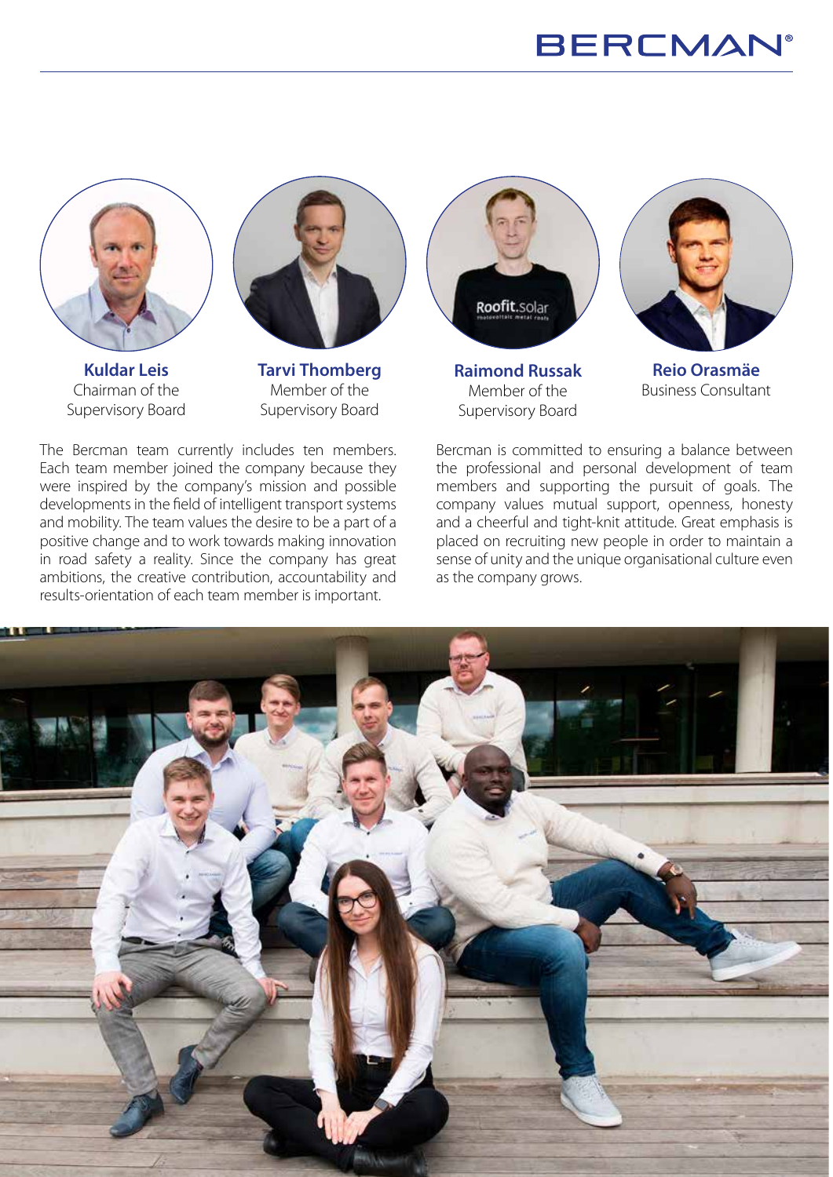**Kuldar Leis**
Chairman of the Supervisory Board

**Tarvi Thomberg**
Member of the Supervisory Board

**Raimond Russak**
Member of the Supervisory Board

**Reio Orasmäe**
Business Consultant

The Bercman team currently includes ten members. Each team member joined the company because they were inspired by the company's mission and possible developments in the field of intelligent transport systems and mobility. The team values the desire to be a part of a positive change and to work towards making innovation in road safety a reality. Since the company has great ambitions, the creative contribution, accountability and results-orientation of each team member is important.

Bercman is committed to ensuring a balance between the professional and personal development of team members and supporting the pursuit of goals. The company values mutual support, openness, honesty and a cheerful and tight-knit attitude. Great emphasis is placed on recruiting new people in order to maintain a sense of unity and the unique organisational culture even as the company grows.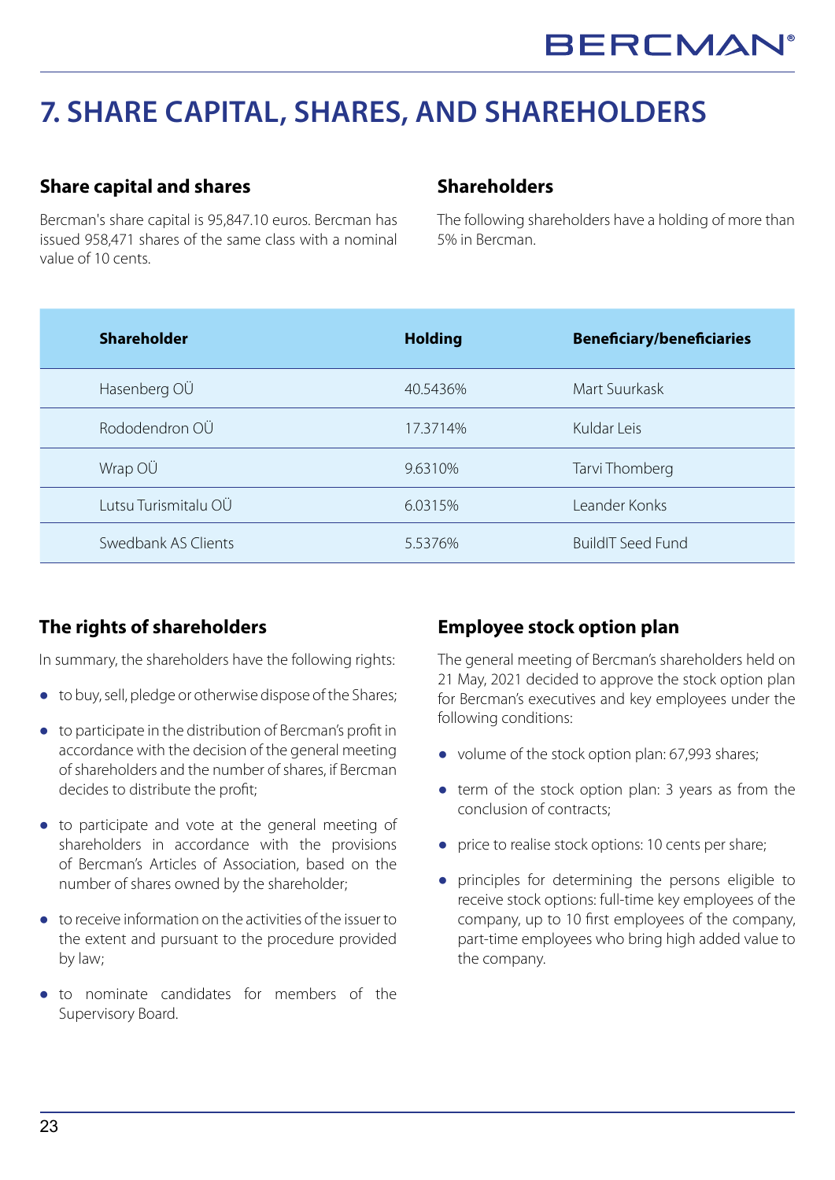# 7. SHARE CAPITAL, SHARES, AND SHAREHOLDERS

## Share capital and shares

Bercman's share capital is 95,847.10 euros. Bercman has issued 958,471 shares of the same class with a nominal value of 10 cents.

## Shareholders

The following shareholders have a holding of more than 5% in Bercman.

| Shareholder | Holding | Beneficiary/beneficiaries |
|---|---|---|
| Hasenberg OÜ | 40.5436% | Mart Suurkask |
| Rododendron OÜ | 17.3714% | Kuldar Leis |
| Wrap OÜ | 9.6310% | Tarvi Thomberg |
| Lutsu Turismitalu OÜ | 6.0315% | Leander Konks |
| Swedbank AS Clients | 5.5376% | BuildIT Seed Fund |

## The rights of shareholders

In summary, the shareholders have the following rights:

- to buy, sell, pledge or otherwise dispose of the Shares;
- to participate in the distribution of Bercman's profit in accordance with the decision of the general meeting of shareholders and the number of shares, if Bercman decides to distribute the profit;
- to participate and vote at the general meeting of shareholders in accordance with the provisions of Bercman's Articles of Association, based on the number of shares owned by the shareholder;
- to receive information on the activities of the issuer to the extent and pursuant to the procedure provided by law;
- to nominate candidates for members of the Supervisory Board.

## Employee stock option plan

The general meeting of Bercman's shareholders held on 21 May, 2021 decided to approve the stock option plan for Bercman's executives and key employees under the following conditions:

- volume of the stock option plan: 67,993 shares;
- term of the stock option plan: 3 years as from the conclusion of contracts;
- price to realise stock options: 10 cents per share;
- principles for determining the persons eligible to receive stock options: full-time key employees of the company, up to 10 first employees of the company, part-time employees who bring high added value to the company.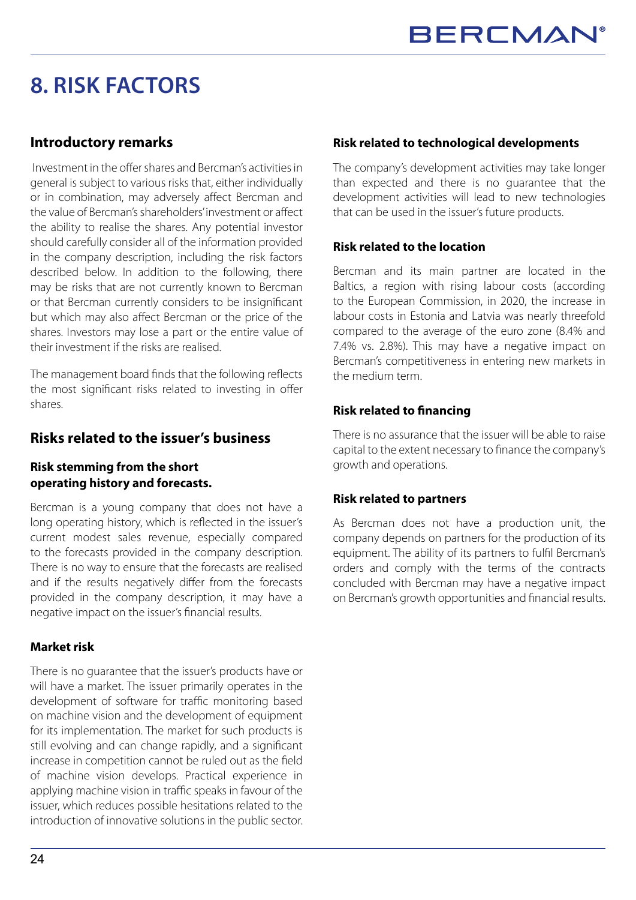# 8. RISK FACTORS

## Introductory remarks

Investment in the offer shares and Bercman's activities in general is subject to various risks that, either individually or in combination, may adversely affect Bercman and the value of Bercman's shareholders' investment or affect the ability to realise the shares. Any potential investor should carefully consider all of the information provided in the company description, including the risk factors described below. In addition to the following, there may be risks that are not currently known to Bercman or that Bercman currently considers to be insignificant but which may also affect Bercman or the price of the shares. Investors may lose a part or the entire value of their investment if the risks are realised.

The management board finds that the following reflects the most significant risks related to investing in offer shares.

## Risks related to the issuer's business

### Risk stemming from the short operating history and forecasts.

Bercman is a young company that does not have a long operating history, which is reflected in the issuer's current modest sales revenue, especially compared to the forecasts provided in the company description. There is no way to ensure that the forecasts are realised and if the results negatively differ from the forecasts provided in the company description, it may have a negative impact on the issuer's financial results.

### Market risk

There is no guarantee that the issuer's products have or will have a market. The issuer primarily operates in the development of software for traffic monitoring based on machine vision and the development of equipment for its implementation. The market for such products is still evolving and can change rapidly, and a significant increase in competition cannot be ruled out as the field of machine vision develops. Practical experience in applying machine vision in traffic speaks in favour of the issuer, which reduces possible hesitations related to the introduction of innovative solutions in the public sector.

### Risk related to technological developments

The company's development activities may take longer than expected and there is no guarantee that the development activities will lead to new technologies that can be used in the issuer's future products.

### Risk related to the location

Bercman and its main partner are located in the Baltics, a region with rising labour costs (according to the European Commission, in 2020, the increase in labour costs in Estonia and Latvia was nearly threefold compared to the average of the euro zone (8.4% and 7.4% vs. 2.8%). This may have a negative impact on Bercman's competitiveness in entering new markets in the medium term.

### Risk related to financing

There is no assurance that the issuer will be able to raise capital to the extent necessary to finance the company's growth and operations.

### Risk related to partners

As Bercman does not have a production unit, the company depends on partners for the production of its equipment. The ability of its partners to fulfil Bercman's orders and comply with the terms of the contracts concluded with Bercman may have a negative impact on Bercman's growth opportunities and financial results.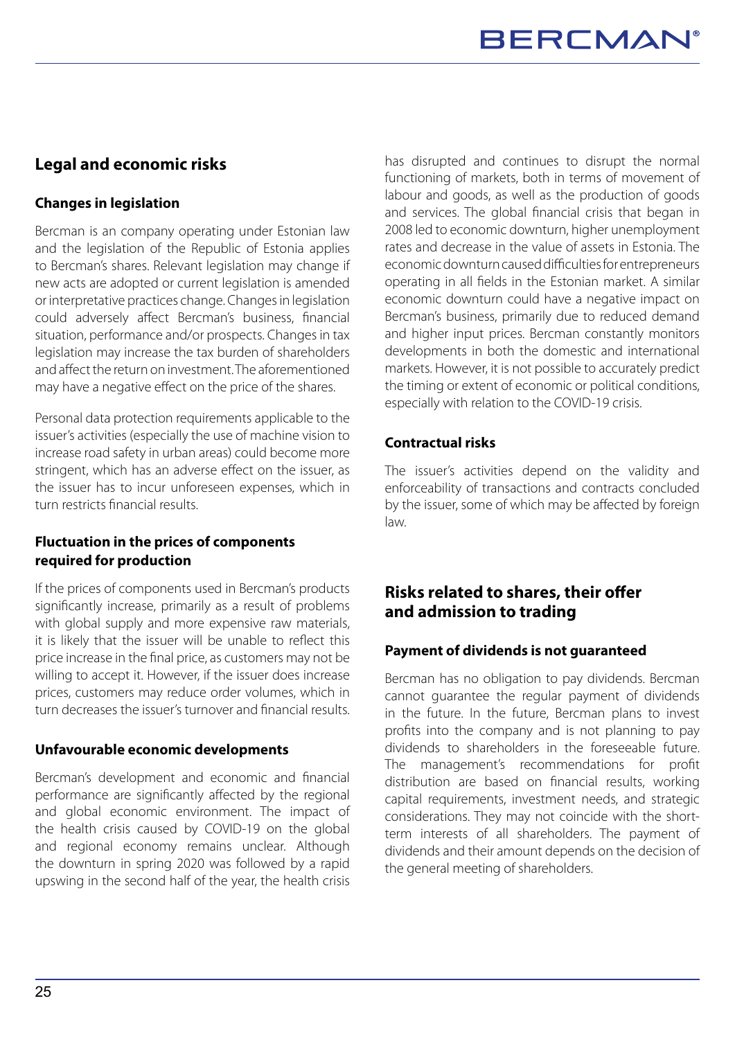## Legal and economic risks

### Changes in legislation

Bercman is an company operating under Estonian law and the legislation of the Republic of Estonia applies to Bercman's shares. Relevant legislation may change if new acts are adopted or current legislation is amended or interpretative practices change. Changes in legislation could adversely affect Bercman's business, financial situation, performance and/or prospects. Changes in tax legislation may increase the tax burden of shareholders and affect the return on investment. The aforementioned may have a negative effect on the price of the shares.

Personal data protection requirements applicable to the issuer's activities (especially the use of machine vision to increase road safety in urban areas) could become more stringent, which has an adverse effect on the issuer, as the issuer has to incur unforeseen expenses, which in turn restricts financial results.

### Fluctuation in the prices of components required for production

If the prices of components used in Bercman's products significantly increase, primarily as a result of problems with global supply and more expensive raw materials, it is likely that the issuer will be unable to reflect this price increase in the final price, as customers may not be willing to accept it. However, if the issuer does increase prices, customers may reduce order volumes, which in turn decreases the issuer's turnover and financial results.

### Unfavourable economic developments

Bercman's development and economic and financial performance are significantly affected by the regional and global economic environment. The impact of the health crisis caused by COVID-19 on the global and regional economy remains unclear. Although the downturn in spring 2020 was followed by a rapid upswing in the second half of the year, the health crisis has disrupted and continues to disrupt the normal functioning of markets, both in terms of movement of labour and goods, as well as the production of goods and services. The global financial crisis that began in 2008 led to economic downturn, higher unemployment rates and decrease in the value of assets in Estonia. The economic downturn caused difficulties for entrepreneurs operating in all fields in the Estonian market. A similar economic downturn could have a negative impact on Bercman's business, primarily due to reduced demand and higher input prices. Bercman constantly monitors developments in both the domestic and international markets. However, it is not possible to accurately predict the timing or extent of economic or political conditions, especially with relation to the COVID-19 crisis.

### Contractual risks

The issuer's activities depend on the validity and enforceability of transactions and contracts concluded by the issuer, some of which may be affected by foreign law.

## Risks related to shares, their offer and admission to trading

### Payment of dividends is not guaranteed

Bercman has no obligation to pay dividends. Bercman cannot guarantee the regular payment of dividends in the future. In the future, Bercman plans to invest profits into the company and is not planning to pay dividends to shareholders in the foreseeable future. The management's recommendations for profit distribution are based on financial results, working capital requirements, investment needs, and strategic considerations. They may not coincide with the short-term interests of all shareholders. The payment of dividends and their amount depends on the decision of the general meeting of shareholders.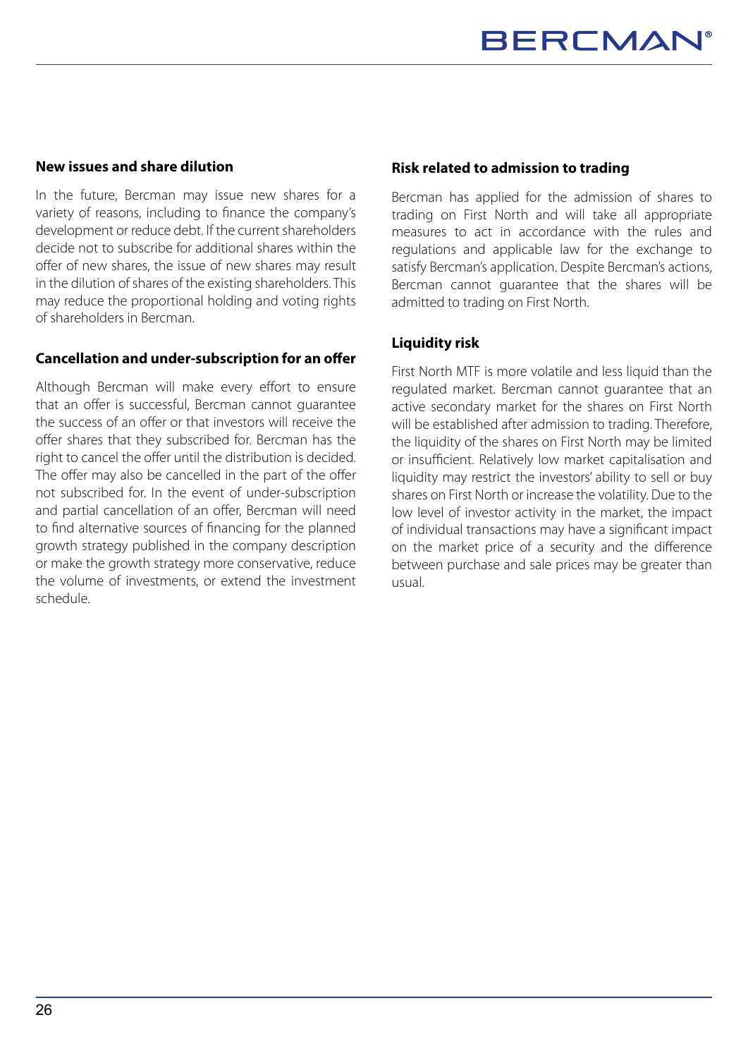### New issues and share dilution

In the future, Bercman may issue new shares for a variety of reasons, including to finance the company's development or reduce debt. If the current shareholders decide not to subscribe for additional shares within the offer of new shares, the issue of new shares may result in the dilution of shares of the existing shareholders. This may reduce the proportional holding and voting rights of shareholders in Bercman.

### Cancellation and under-subscription for an offer

Although Bercman will make every effort to ensure that an offer is successful, Bercman cannot guarantee the success of an offer or that investors will receive the offer shares that they subscribed for. Bercman has the right to cancel the offer until the distribution is decided. The offer may also be cancelled in the part of the offer not subscribed for. In the event of under-subscription and partial cancellation of an offer, Bercman will need to find alternative sources of financing for the planned growth strategy published in the company description or make the growth strategy more conservative, reduce the volume of investments, or extend the investment schedule.

### Risk related to admission to trading

Bercman has applied for the admission of shares to trading on First North and will take all appropriate measures to act in accordance with the rules and regulations and applicable law for the exchange to satisfy Bercman's application. Despite Bercman's actions, Bercman cannot guarantee that the shares will be admitted to trading on First North.

### Liquidity risk

First North MTF is more volatile and less liquid than the regulated market. Bercman cannot guarantee that an active secondary market for the shares on First North will be established after admission to trading. Therefore, the liquidity of the shares on First North may be limited or insufficient. Relatively low market capitalisation and liquidity may restrict the investors' ability to sell or buy shares on First North or increase the volatility. Due to the low level of investor activity in the market, the impact of individual transactions may have a significant impact on the market price of a security and the difference between purchase and sale prices may be greater than usual.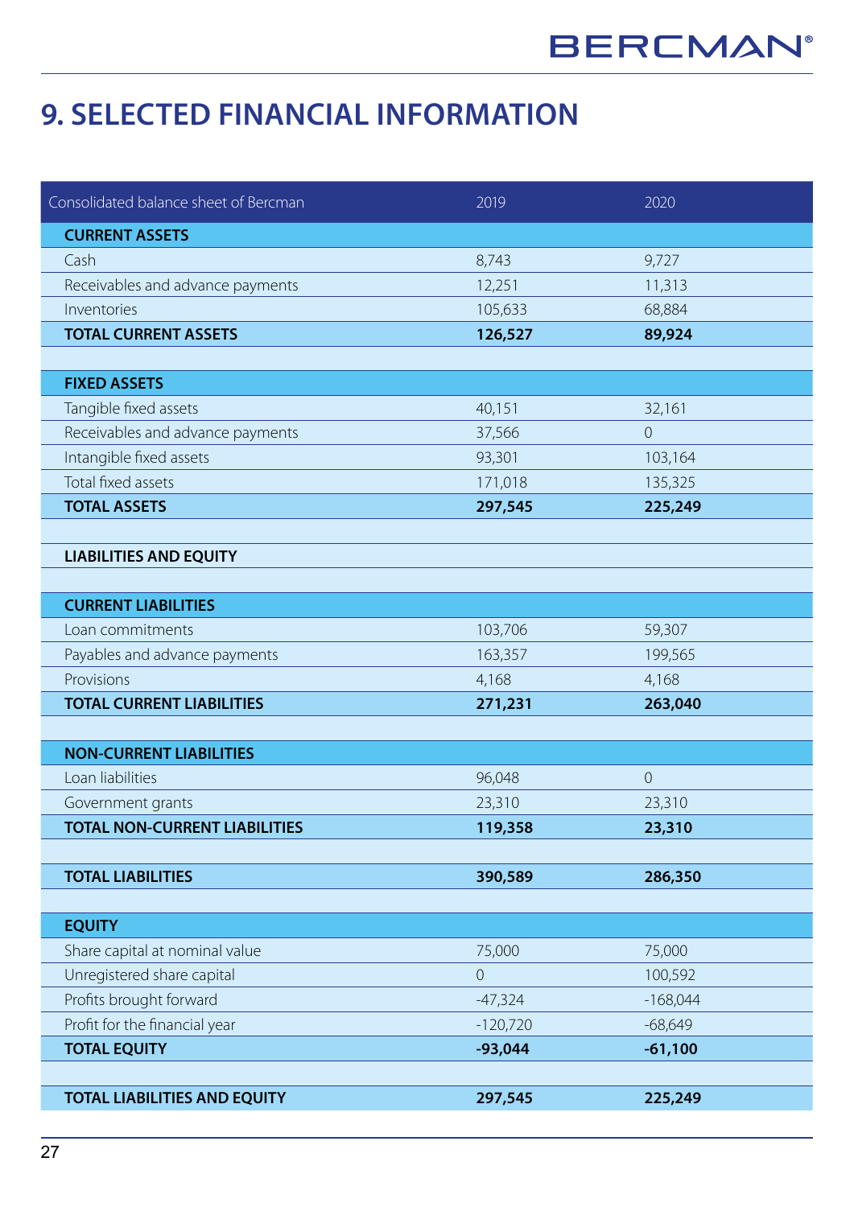# 9. SELECTED FINANCIAL INFORMATION

| Consolidated balance sheet of Bercman | 2019 | 2020 |
|---|---|---|
| **CURRENT ASSETS** | | |
| Cash | 8,743 | 9,727 |
| Receivables and advance payments | 12,251 | 11,313 |
| Inventories | 105,633 | 68,884 |
| **TOTAL CURRENT ASSETS** | **126,527** | **89,924** |
| | | |
| **FIXED ASSETS** | | |
| Tangible fixed assets | 40,151 | 32,161 |
| Receivables and advance payments | 37,566 | 0 |
| Intangible fixed assets | 93,301 | 103,164 |
| Total fixed assets | 171,018 | 135,325 |
| **TOTAL ASSETS** | **297,545** | **225,249** |
| | | |
| **LIABILITIES AND EQUITY** | | |
| | | |
| **CURRENT LIABILITIES** | | |
| Loan commitments | 103,706 | 59,307 |
| Payables and advance payments | 163,357 | 199,565 |
| Provisions | 4,168 | 4,168 |
| **TOTAL CURRENT LIABILITIES** | **271,231** | **263,040** |
| | | |
| **NON-CURRENT LIABILITIES** | | |
| Loan liabilities | 96,048 | 0 |
| Government grants | 23,310 | 23,310 |
| **TOTAL NON-CURRENT LIABILITIES** | **119,358** | **23,310** |
| | | |
| **TOTAL LIABILITIES** | **390,589** | **286,350** |
| | | |
| **EQUITY** | | |
| Share capital at nominal value | 75,000 | 75,000 |
| Unregistered share capital | 0 | 100,592 |
| Profits brought forward | -47,324 | -168,044 |
| Profit for the financial year | -120,720 | -68,649 |
| **TOTAL EQUITY** | **-93,044** | **-61,100** |
| | | |
| **TOTAL LIABILITIES AND EQUITY** | **297,545** | **225,249** |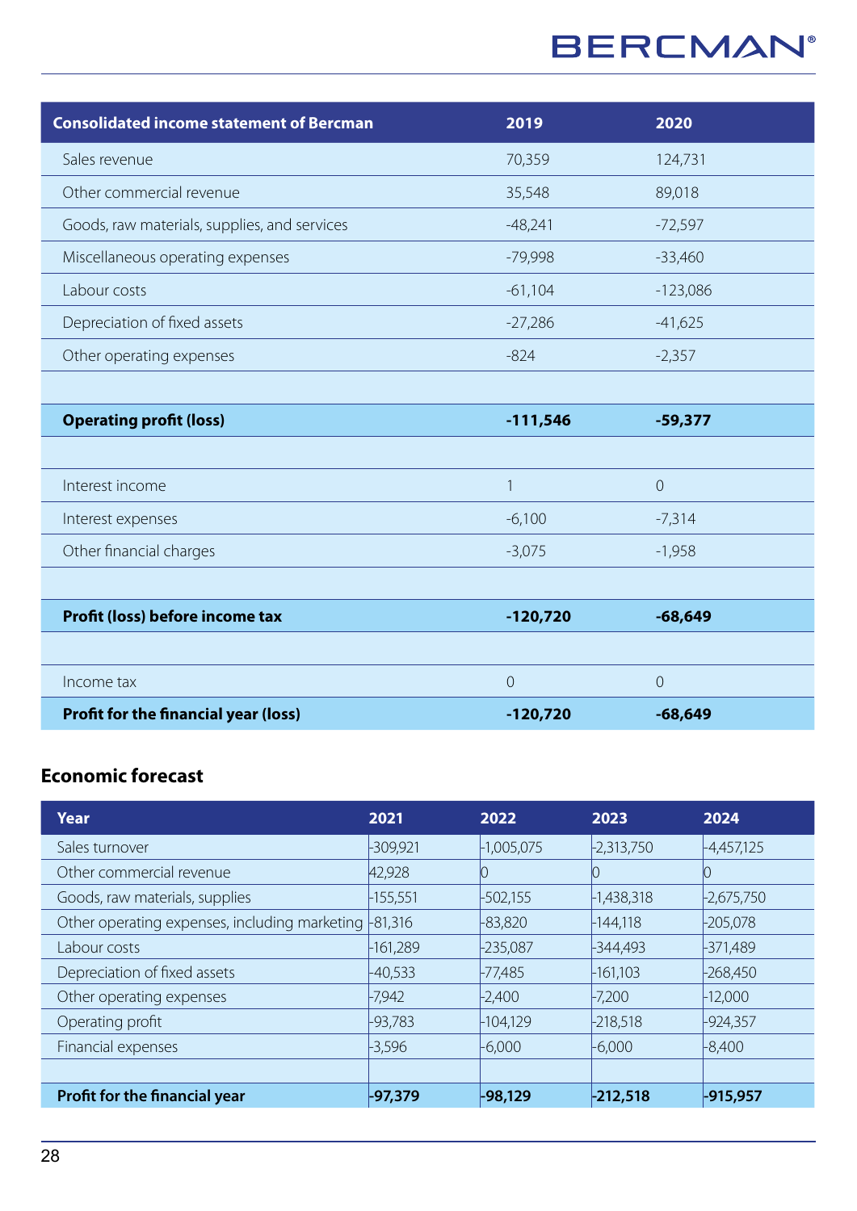| Consolidated income statement of Bercman | 2019 | 2020 |
|---|---|---|
| Sales revenue | 70,359 | 124,731 |
| Other commercial revenue | 35,548 | 89,018 |
| Goods, raw materials, supplies, and services | -48,241 | -72,597 |
| Miscellaneous operating expenses | -79,998 | -33,460 |
| Labour costs | -61,104 | -123,086 |
| Depreciation of fixed assets | -27,286 | -41,625 |
| Other operating expenses | -824 | -2,357 |
| | | |
| **Operating profit (loss)** | **-111,546** | **-59,377** |
| | | |
| Interest income | 1 | 0 |
| Interest expenses | -6,100 | -7,314 |
| Other financial charges | -3,075 | -1,958 |
| | | |
| **Profit (loss) before income tax** | **-120,720** | **-68,649** |
| | | |
| Income tax | 0 | 0 |
| **Profit for the financial year (loss)** | **-120,720** | **-68,649** |

## Economic forecast

| Year | 2021 | 2022 | 2023 | 2024 |
|---|---|---|---|---|
| Sales turnover | -309,921 | -1,005,075 | -2,313,750 | -4,457,125 |
| Other commercial revenue | 42,928 | 0 | 0 | 0 |
| Goods, raw materials, supplies | -155,551 | -502,155 | -1,438,318 | -2,675,750 |
| Other operating expenses, including marketing | -81,316 | -83,820 | -144,118 | -205,078 |
| Labour costs | -161,289 | -235,087 | -344,493 | -371,489 |
| Depreciation of fixed assets | -40,533 | -77,485 | -161,103 | -268,450 |
| Other operating expenses | -7,942 | -2,400 | -7,200 | -12,000 |
| Operating profit | -93,783 | -104,129 | -218,518 | -924,357 |
| Financial expenses | -3,596 | -6,000 | -6,000 | -8,400 |
| | | | | |
| **Profit for the financial year** | **-97,379** | **-98,129** | **-212,518** | **-915,957** |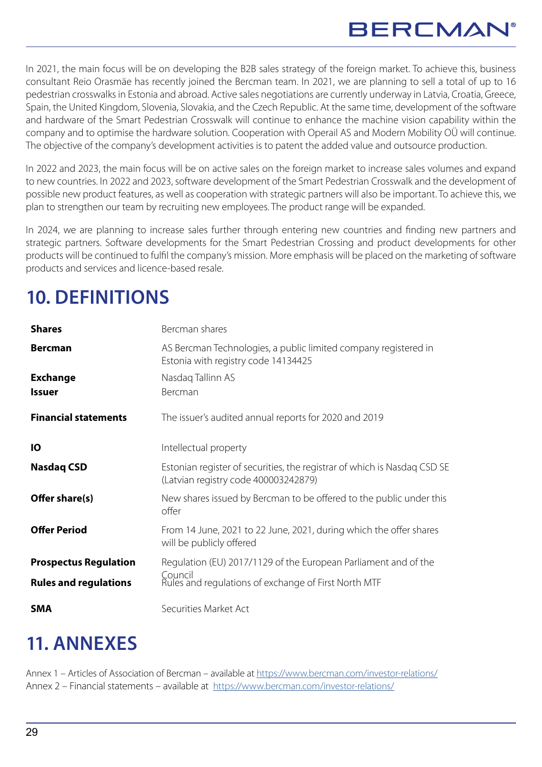In 2021, the main focus will be on developing the B2B sales strategy of the foreign market. To achieve this, business consultant Reio Orasmäe has recently joined the Bercman team. In 2021, we are planning to sell a total of up to 16 pedestrian crosswalks in Estonia and abroad. Active sales negotiations are currently underway in Latvia, Croatia, Greece, Spain, the United Kingdom, Slovenia, Slovakia, and the Czech Republic. At the same time, development of the software and hardware of the Smart Pedestrian Crosswalk will continue to enhance the machine vision capability within the company and to optimise the hardware solution. Cooperation with Operail AS and Modern Mobility OÜ will continue. The objective of the company's development activities is to patent the added value and outsource production.

In 2022 and 2023, the main focus will be on active sales on the foreign market to increase sales volumes and expand to new countries. In 2022 and 2023, software development of the Smart Pedestrian Crosswalk and the development of possible new product features, as well as cooperation with strategic partners will also be important. To achieve this, we plan to strengthen our team by recruiting new employees. The product range will be expanded.

In 2024, we are planning to increase sales further through entering new countries and finding new partners and strategic partners. Software developments for the Smart Pedestrian Crossing and product developments for other products will be continued to fulfil the company's mission. More emphasis will be placed on the marketing of software products and services and licence-based resale.

# 10. DEFINITIONS

| | |
|---|---|
| **Shares** | Bercman shares |
| **Bercman** | AS Bercman Technologies, a public limited company registered in Estonia with registry code 14134425 |
| **Exchange** | Nasdaq Tallinn AS |
| **Issuer** | Bercman |
| **Financial statements** | The issuer's audited annual reports for 2020 and 2019 |
| **IO** | Intellectual property |
| **Nasdaq CSD** | Estonian register of securities, the registrar of which is Nasdaq CSD SE (Latvian registry code 400003242879) |
| **Offer share(s)** | New shares issued by Bercman to be offered to the public under this offer |
| **Offer Period** | From 14 June, 2021 to 22 June, 2021, during which the offer shares will be publicly offered |
| **Prospectus Regulation** | Regulation (EU) 2017/1129 of the European Parliament and of the Council |
| **Rules and regulations** | Rules and regulations of exchange of First North MTF |
| **SMA** | Securities Market Act |

# 11. ANNEXES

Annex 1 – Articles of Association of Bercman – available at https://www.bercman.com/investor-relations/
Annex 2 – Financial statements – available at https://www.bercman.com/investor-relations/